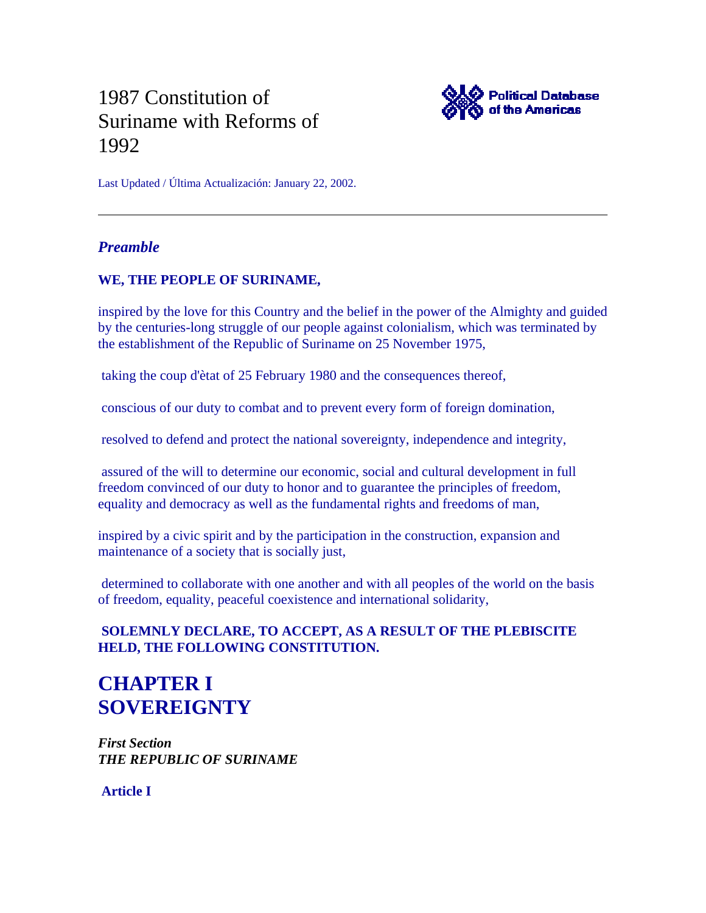# 1987 Constitution of Suriname with Reforms of 1992

Political Database of the Americas

Last Updated / Última Actualización: January 22, 2002.

---

## *Preamble*

**WE, THE PEOPLE OF SURINAME,**

inspired by the love for this Country and the belief in the power of the Almighty and guided by the centuries-long struggle of our people against colonialism, which was terminated by the establishment of the Republic of Suriname on 25 November 1975,

taking the coup d'ètat of 25 February 1980 and the consequences thereof,

conscious of our duty to combat and to prevent every form of foreign domination,

resolved to defend and protect the national sovereignty, independence and integrity,

assured of the will to determine our economic, social and cultural development in full freedom convinced of our duty to honor and to guarantee the principles of freedom, equality and democracy as well as the fundamental rights and freedoms of man,

inspired by a civic spirit and by the participation in the construction, expansion and maintenance of a society that is socially just,

determined to collaborate with one another and with all peoples of the world on the basis of freedom, equality, peaceful coexistence and international solidarity,

**SOLEMNLY DECLARE, TO ACCEPT, AS A RESULT OF THE PLEBISCITE HELD, THE FOLLOWING CONSTITUTION.**

# CHAPTER I SOVEREIGNTY

***First Section***
***THE REPUBLIC OF SURINAME***

**Article I**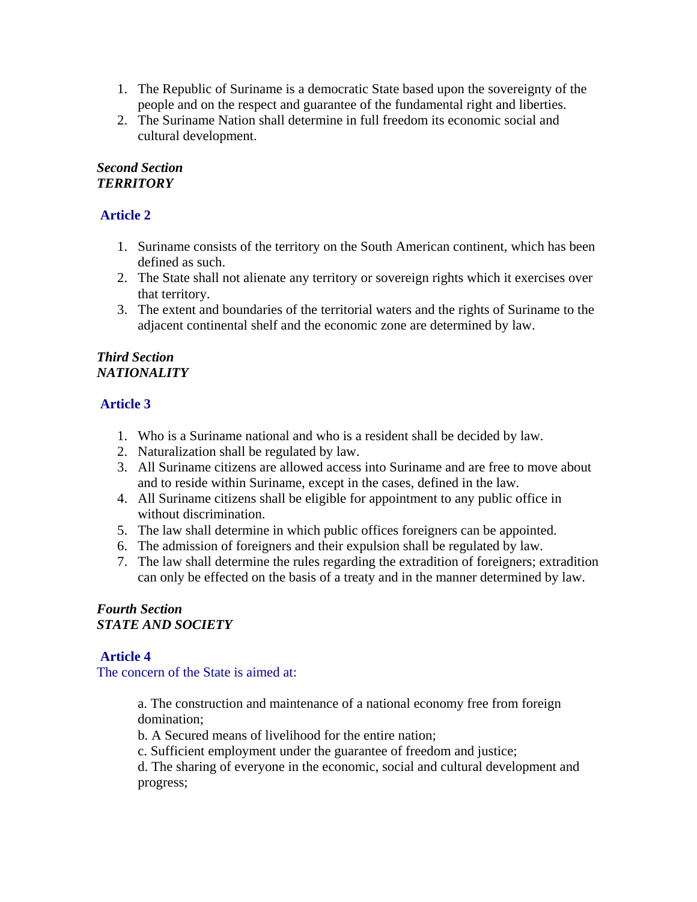1. The Republic of Suriname is a democratic State based upon the sovereignty of the people and on the respect and guarantee of the fundamental right and liberties.
2. The Suriname Nation shall determine in full freedom its economic social and cultural development.

***Second Section***
***TERRITORY***

### Article 2

1. Suriname consists of the territory on the South American continent, which has been defined as such.
2. The State shall not alienate any territory or sovereign rights which it exercises over that territory.
3. The extent and boundaries of the territorial waters and the rights of Suriname to the adjacent continental shelf and the economic zone are determined by law.

***Third Section***
***NATIONALITY***

### Article 3

1. Who is a Suriname national and who is a resident shall be decided by law.
2. Naturalization shall be regulated by law.
3. All Suriname citizens are allowed access into Suriname and are free to move about and to reside within Suriname, except in the cases, defined in the law.
4. All Suriname citizens shall be eligible for appointment to any public office in without discrimination.
5. The law shall determine in which public offices foreigners can be appointed.
6. The admission of foreigners and their expulsion shall be regulated by law.
7. The law shall determine the rules regarding the extradition of foreigners; extradition can only be effected on the basis of a treaty and in the manner determined by law.

***Fourth Section***
***STATE AND SOCIETY***

### Article 4

The concern of the State is aimed at:

a. The construction and maintenance of a national economy free from foreign domination;
b. A Secured means of livelihood for the entire nation;
c. Sufficient employment under the guarantee of freedom and justice;
d. The sharing of everyone in the economic, social and cultural development and progress;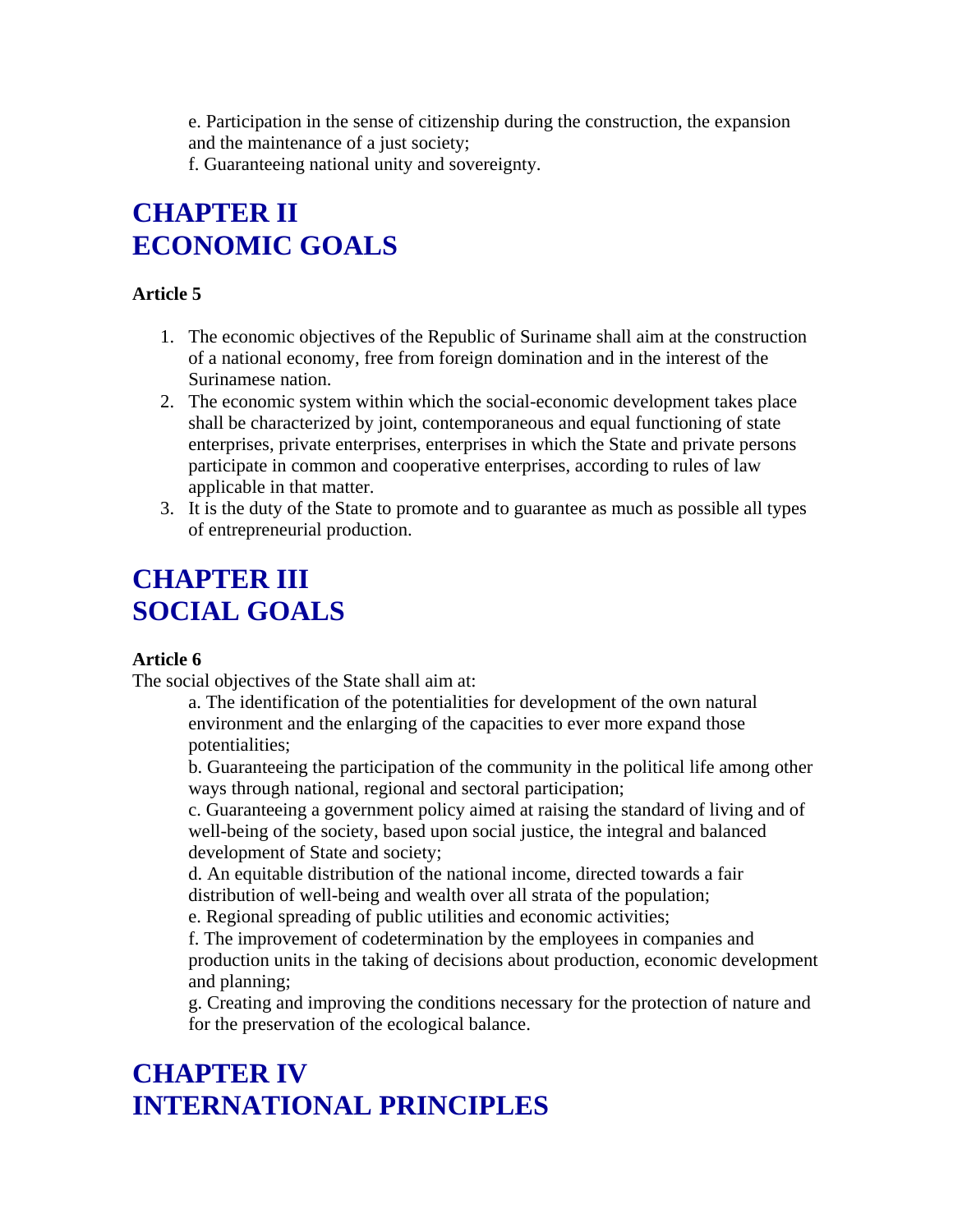e. Participation in the sense of citizenship during the construction, the expansion and the maintenance of a just society;
f. Guaranteeing national unity and sovereignty.

## CHAPTER II
## ECONOMIC GOALS

**Article 5**

1. The economic objectives of the Republic of Suriname shall aim at the construction of a national economy, free from foreign domination and in the interest of the Surinamese nation.
2. The economic system within which the social-economic development takes place shall be characterized by joint, contemporaneous and equal functioning of state enterprises, private enterprises, enterprises in which the State and private persons participate in common and cooperative enterprises, according to rules of law applicable in that matter.
3. It is the duty of the State to promote and to guarantee as much as possible all types of entrepreneurial production.

## CHAPTER III
## SOCIAL GOALS

**Article 6**

The social objectives of the State shall aim at:

a. The identification of the potentialities for development of the own natural environment and the enlarging of the capacities to ever more expand those potentialities;
b. Guaranteeing the participation of the community in the political life among other ways through national, regional and sectoral participation;
c. Guaranteeing a government policy aimed at raising the standard of living and of well-being of the society, based upon social justice, the integral and balanced development of State and society;
d. An equitable distribution of the national income, directed towards a fair distribution of well-being and wealth over all strata of the population;
e. Regional spreading of public utilities and economic activities;
f. The improvement of codetermination by the employees in companies and production units in the taking of decisions about production, economic development and planning;
g. Creating and improving the conditions necessary for the protection of nature and for the preservation of the ecological balance.

## CHAPTER IV
## INTERNATIONAL PRINCIPLES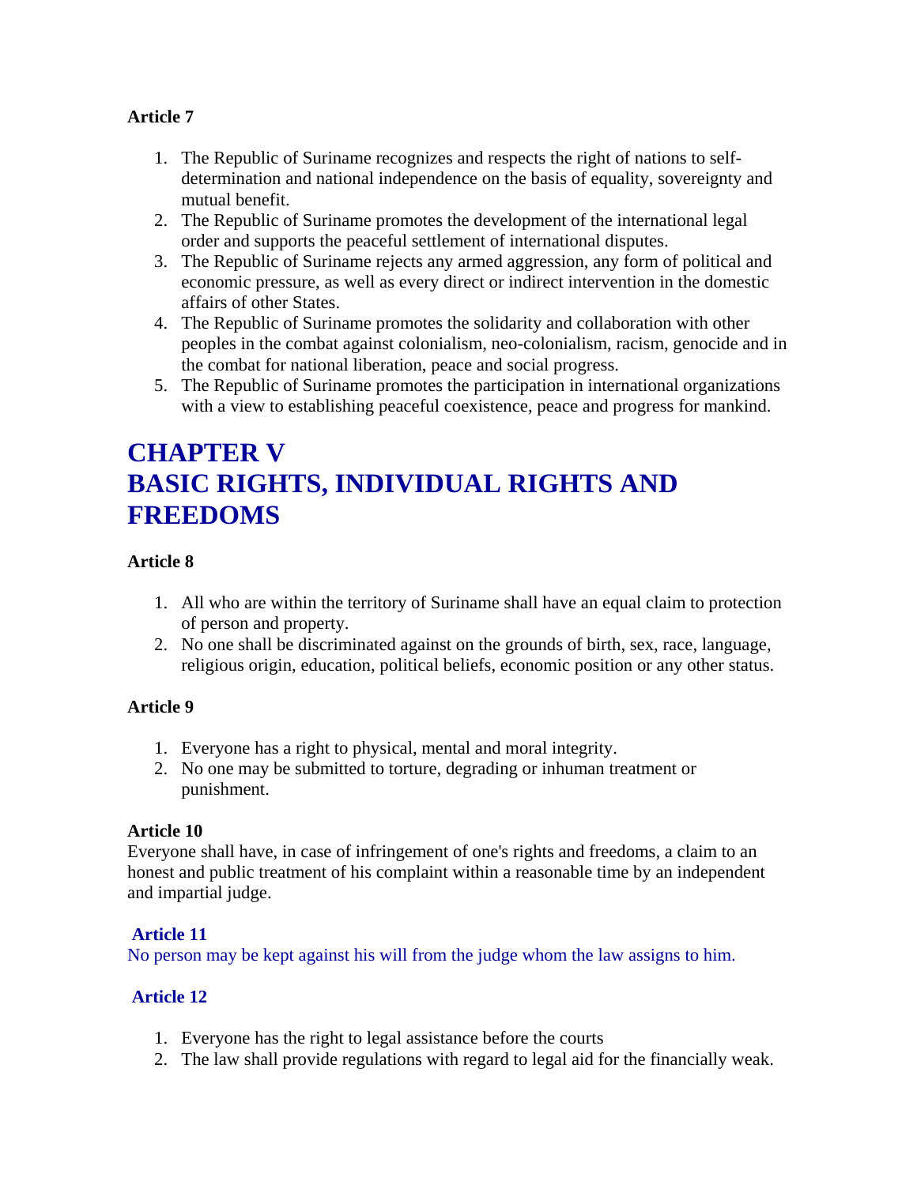**Article 7**

1. The Republic of Suriname recognizes and respects the right of nations to self-determination and national independence on the basis of equality, sovereignty and mutual benefit.
2. The Republic of Suriname promotes the development of the international legal order and supports the peaceful settlement of international disputes.
3. The Republic of Suriname rejects any armed aggression, any form of political and economic pressure, as well as every direct or indirect intervention in the domestic affairs of other States.
4. The Republic of Suriname promotes the solidarity and collaboration with other peoples in the combat against colonialism, neo-colonialism, racism, genocide and in the combat for national liberation, peace and social progress.
5. The Republic of Suriname promotes the participation in international organizations with a view to establishing peaceful coexistence, peace and progress for mankind.

# CHAPTER V
# BASIC RIGHTS, INDIVIDUAL RIGHTS AND FREEDOMS

**Article 8**

1. All who are within the territory of Suriname shall have an equal claim to protection of person and property.
2. No one shall be discriminated against on the grounds of birth, sex, race, language, religious origin, education, political beliefs, economic position or any other status.

**Article 9**

1. Everyone has a right to physical, mental and moral integrity.
2. No one may be submitted to torture, degrading or inhuman treatment or punishment.

**Article 10**
Everyone shall have, in case of infringement of one's rights and freedoms, a claim to an honest and public treatment of his complaint within a reasonable time by an independent and impartial judge.

**Article 11**
No person may be kept against his will from the judge whom the law assigns to him.

**Article 12**

1. Everyone has the right to legal assistance before the courts
2. The law shall provide regulations with regard to legal aid for the financially weak.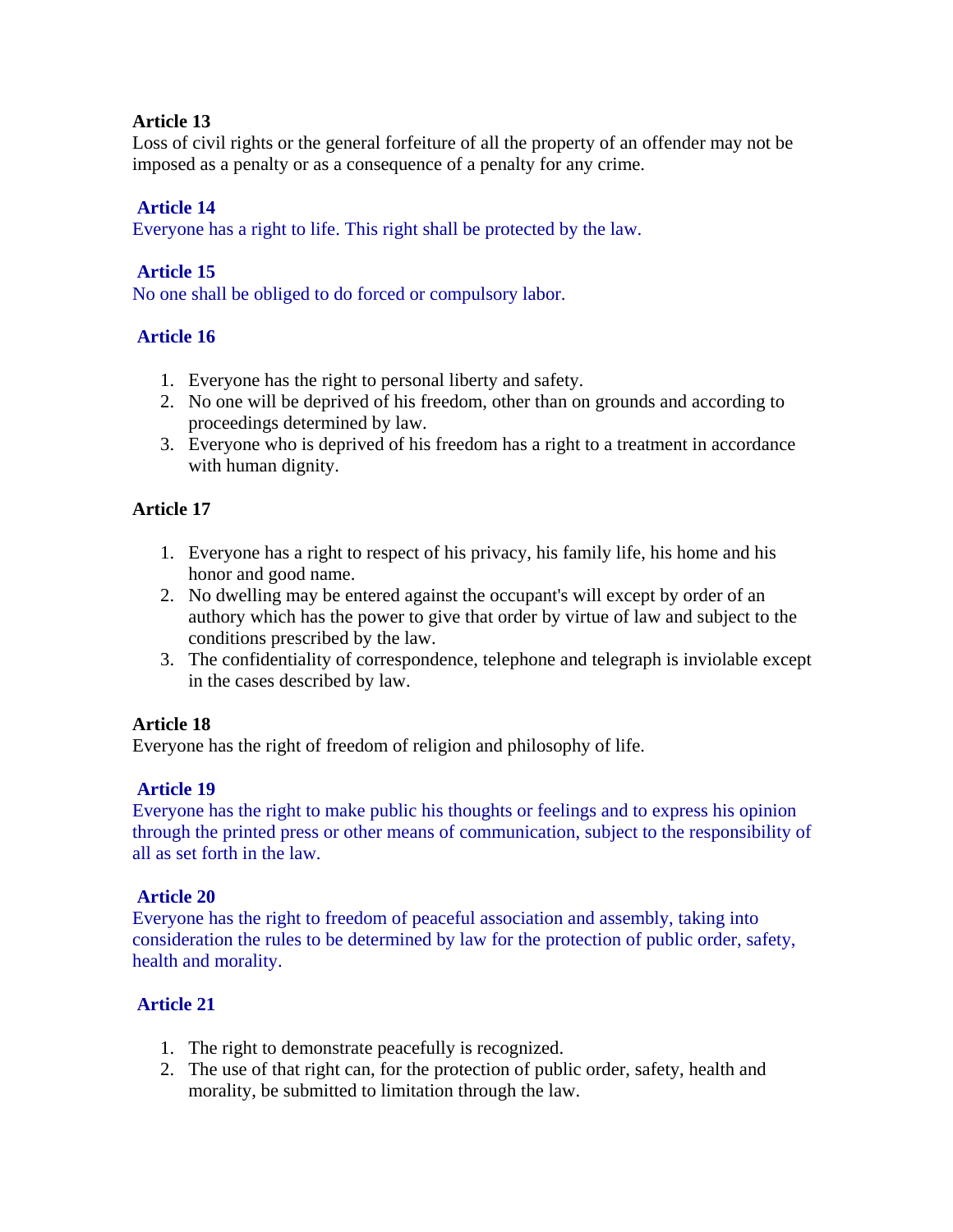**Article 13**
Loss of civil rights or the general forfeiture of all the property of an offender may not be imposed as a penalty or as a consequence of a penalty for any crime.

**Article 14**
Everyone has a right to life. This right shall be protected by the law.

**Article 15**
No one shall be obliged to do forced or compulsory labor.

**Article 16**

1. Everyone has the right to personal liberty and safety.
2. No one will be deprived of his freedom, other than on grounds and according to proceedings determined by law.
3. Everyone who is deprived of his freedom has a right to a treatment in accordance with human dignity.

**Article 17**

1. Everyone has a right to respect of his privacy, his family life, his home and his honor and good name.
2. No dwelling may be entered against the occupant's will except by order of an authory which has the power to give that order by virtue of law and subject to the conditions prescribed by the law.
3. The confidentiality of correspondence, telephone and telegraph is inviolable except in the cases described by law.

**Article 18**
Everyone has the right of freedom of religion and philosophy of life.

**Article 19**
Everyone has the right to make public his thoughts or feelings and to express his opinion through the printed press or other means of communication, subject to the responsibility of all as set forth in the law.

**Article 20**
Everyone has the right to freedom of peaceful association and assembly, taking into consideration the rules to be determined by law for the protection of public order, safety, health and morality.

**Article 21**

1. The right to demonstrate peacefully is recognized.
2. The use of that right can, for the protection of public order, safety, health and morality, be submitted to limitation through the law.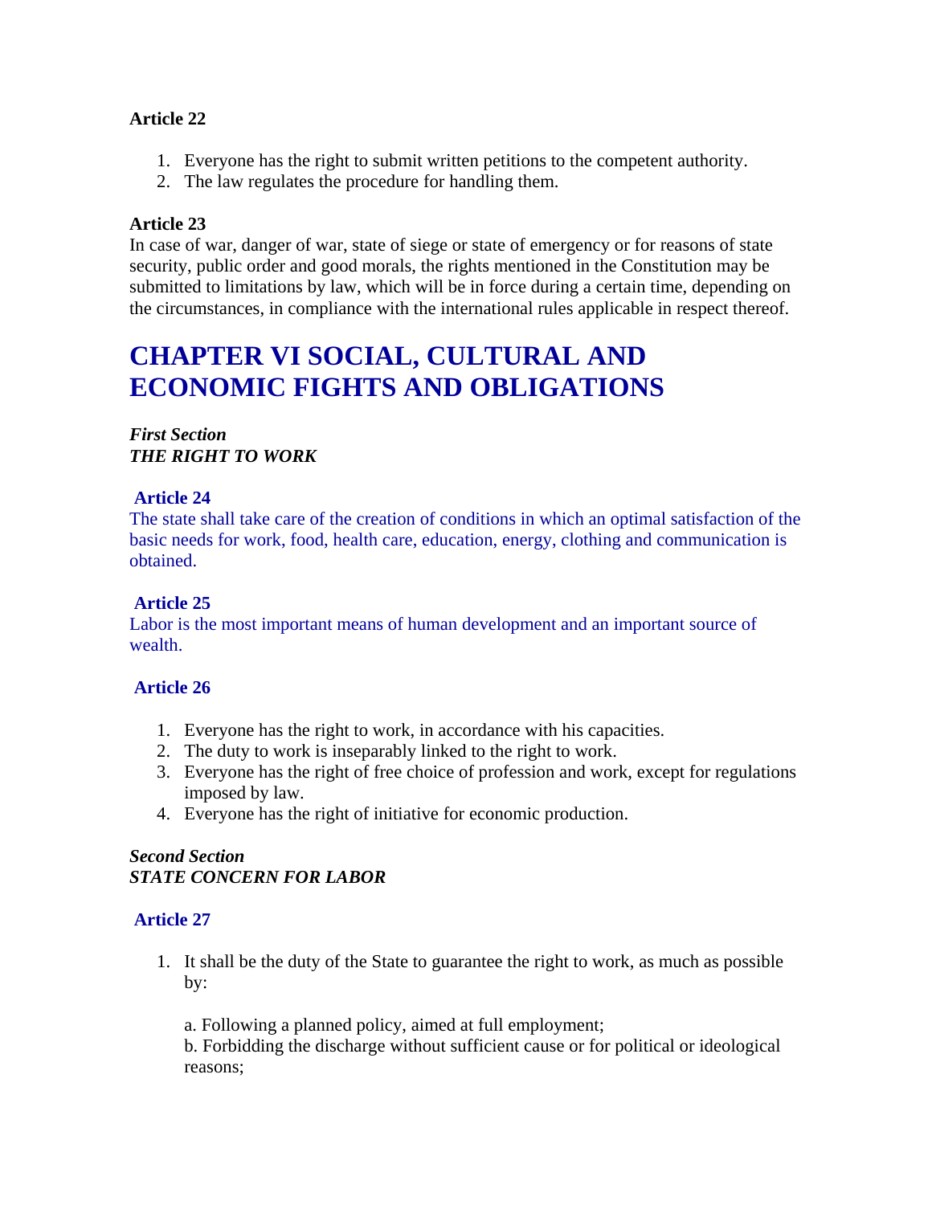**Article 22**

1. Everyone has the right to submit written petitions to the competent authority.
2. The law regulates the procedure for handling them.

**Article 23**
In case of war, danger of war, state of siege or state of emergency or for reasons of state security, public order and good morals, the rights mentioned in the Constitution may be submitted to limitations by law, which will be in force during a certain time, depending on the circumstances, in compliance with the international rules applicable in respect thereof.

# CHAPTER VI SOCIAL, CULTURAL AND ECONOMIC FIGHTS AND OBLIGATIONS

***First Section***
***THE RIGHT TO WORK***

**Article 24**
The state shall take care of the creation of conditions in which an optimal satisfaction of the basic needs for work, food, health care, education, energy, clothing and communication is obtained.

**Article 25**
Labor is the most important means of human development and an important source of wealth.

**Article 26**

1. Everyone has the right to work, in accordance with his capacities.
2. The duty to work is inseparably linked to the right to work.
3. Everyone has the right of free choice of profession and work, except for regulations imposed by law.
4. Everyone has the right of initiative for economic production.

***Second Section***
***STATE CONCERN FOR LABOR***

**Article 27**

1. It shall be the duty of the State to guarantee the right to work, as much as possible by:

   a. Following a planned policy, aimed at full employment;
   b. Forbidding the discharge without sufficient cause or for political or ideological reasons;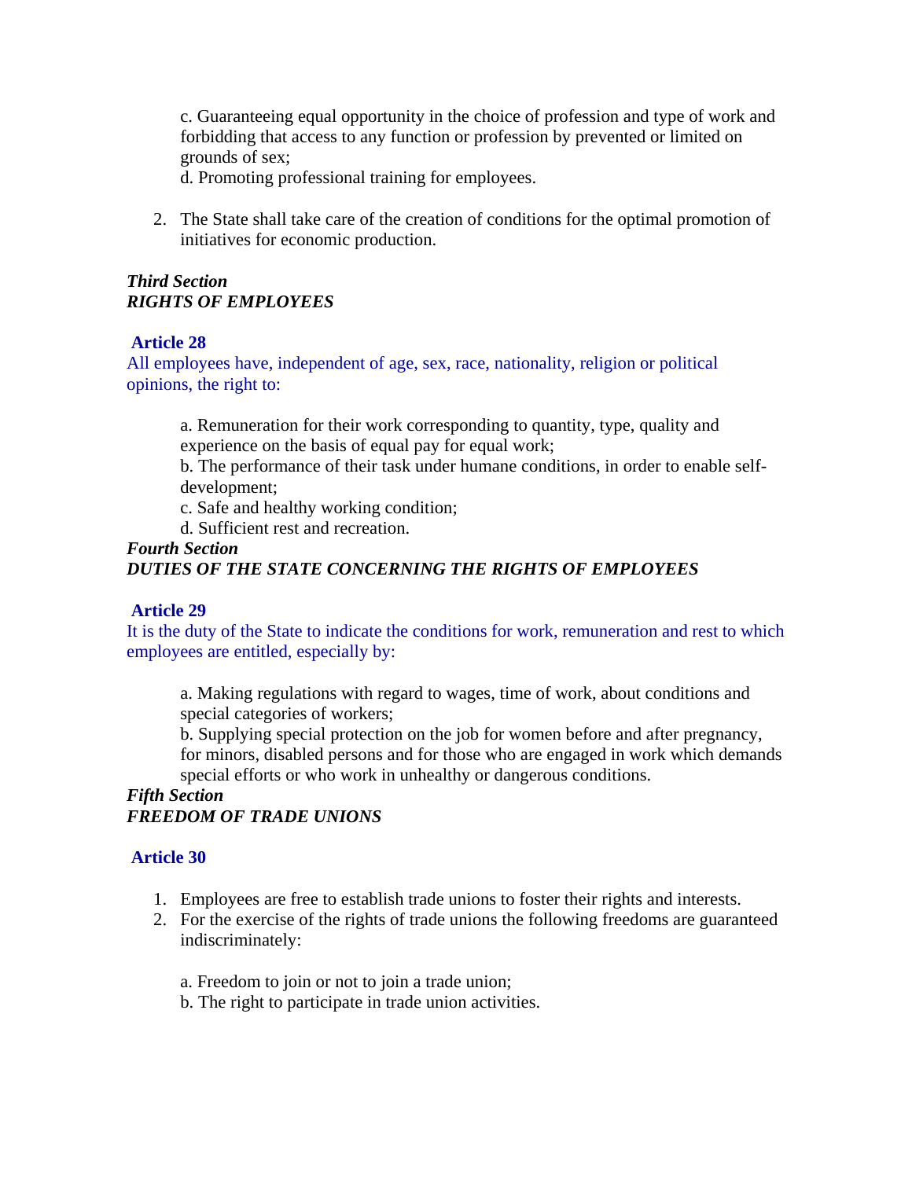c. Guaranteeing equal opportunity in the choice of profession and type of work and forbidding that access to any function or profession by prevented or limited on grounds of sex;

d. Promoting professional training for employees.

2. The State shall take care of the creation of conditions for the optimal promotion of initiatives for economic production.

***Third Section***
***RIGHTS OF EMPLOYEES***

**Article 28**

All employees have, independent of age, sex, race, nationality, religion or political opinions, the right to:

a. Remuneration for their work corresponding to quantity, type, quality and experience on the basis of equal pay for equal work;

b. The performance of their task under humane conditions, in order to enable self-development;

c. Safe and healthy working condition;

d. Sufficient rest and recreation.

***Fourth Section***
***DUTIES OF THE STATE CONCERNING THE RIGHTS OF EMPLOYEES***

**Article 29**

It is the duty of the State to indicate the conditions for work, remuneration and rest to which employees are entitled, especially by:

a. Making regulations with regard to wages, time of work, about conditions and special categories of workers;

b. Supplying special protection on the job for women before and after pregnancy, for minors, disabled persons and for those who are engaged in work which demands special efforts or who work in unhealthy or dangerous conditions.

***Fifth Section***
***FREEDOM OF TRADE UNIONS***

**Article 30**

1. Employees are free to establish trade unions to foster their rights and interests.
2. For the exercise of the rights of trade unions the following freedoms are guaranteed indiscriminately:

   a. Freedom to join or not to join a trade union;

   b. The right to participate in trade union activities.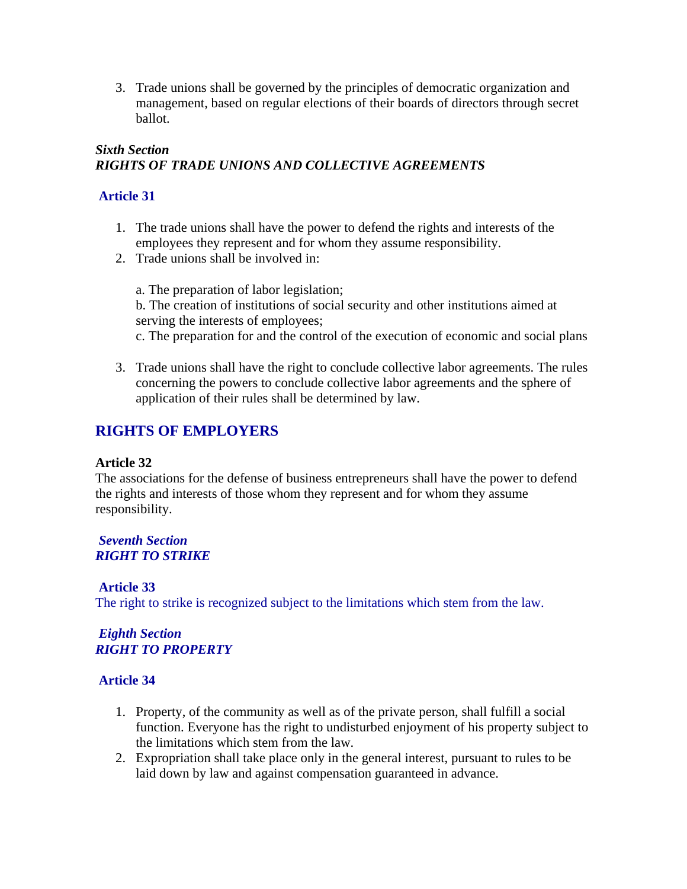3. Trade unions shall be governed by the principles of democratic organization and management, based on regular elections of their boards of directors through secret ballot.

***Sixth Section***
***RIGHTS OF TRADE UNIONS AND COLLECTIVE AGREEMENTS***

### Article 31

1. The trade unions shall have the power to defend the rights and interests of the employees they represent and for whom they assume responsibility.
2. Trade unions shall be involved in:

   a. The preparation of labor legislation;
   b. The creation of institutions of social security and other institutions aimed at serving the interests of employees;
   c. The preparation for and the control of the execution of economic and social plans

3. Trade unions shall have the right to conclude collective labor agreements. The rules concerning the powers to conclude collective labor agreements and the sphere of application of their rules shall be determined by law.

## RIGHTS OF EMPLOYERS

**Article 32**
The associations for the defense of business entrepreneurs shall have the power to defend the rights and interests of those whom they represent and for whom they assume responsibility.

***Seventh Section***
***RIGHT TO STRIKE***

### Article 33

The right to strike is recognized subject to the limitations which stem from the law.

***Eighth Section***
***RIGHT TO PROPERTY***

### Article 34

1. Property, of the community as well as of the private person, shall fulfill a social function. Everyone has the right to undisturbed enjoyment of his property subject to the limitations which stem from the law.
2. Expropriation shall take place only in the general interest, pursuant to rules to be laid down by law and against compensation guaranteed in advance.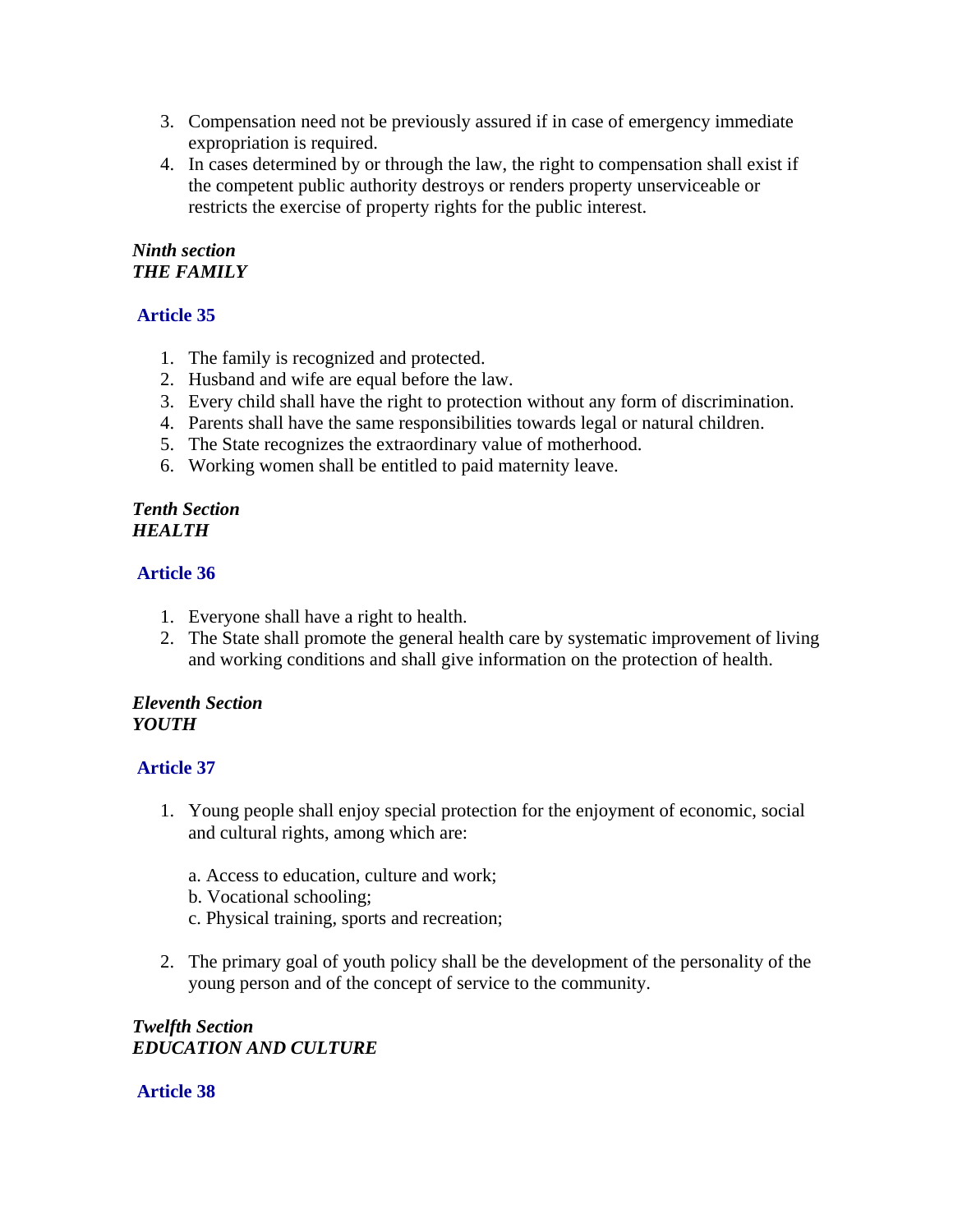3. Compensation need not be previously assured if in case of emergency immediate expropriation is required.
4. In cases determined by or through the law, the right to compensation shall exist if the competent public authority destroys or renders property unserviceable or restricts the exercise of property rights for the public interest.

***Ninth section***
***THE FAMILY***

### Article 35

1. The family is recognized and protected.
2. Husband and wife are equal before the law.
3. Every child shall have the right to protection without any form of discrimination.
4. Parents shall have the same responsibilities towards legal or natural children.
5. The State recognizes the extraordinary value of motherhood.
6. Working women shall be entitled to paid maternity leave.

***Tenth Section***
***HEALTH***

### Article 36

1. Everyone shall have a right to health.
2. The State shall promote the general health care by systematic improvement of living and working conditions and shall give information on the protection of health.

***Eleventh Section***
***YOUTH***

### Article 37

1. Young people shall enjoy special protection for the enjoyment of economic, social and cultural rights, among which are:

   a. Access to education, culture and work;
   b. Vocational schooling;
   c. Physical training, sports and recreation;

2. The primary goal of youth policy shall be the development of the personality of the young person and of the concept of service to the community.

***Twelfth Section***
***EDUCATION AND CULTURE***

### Article 38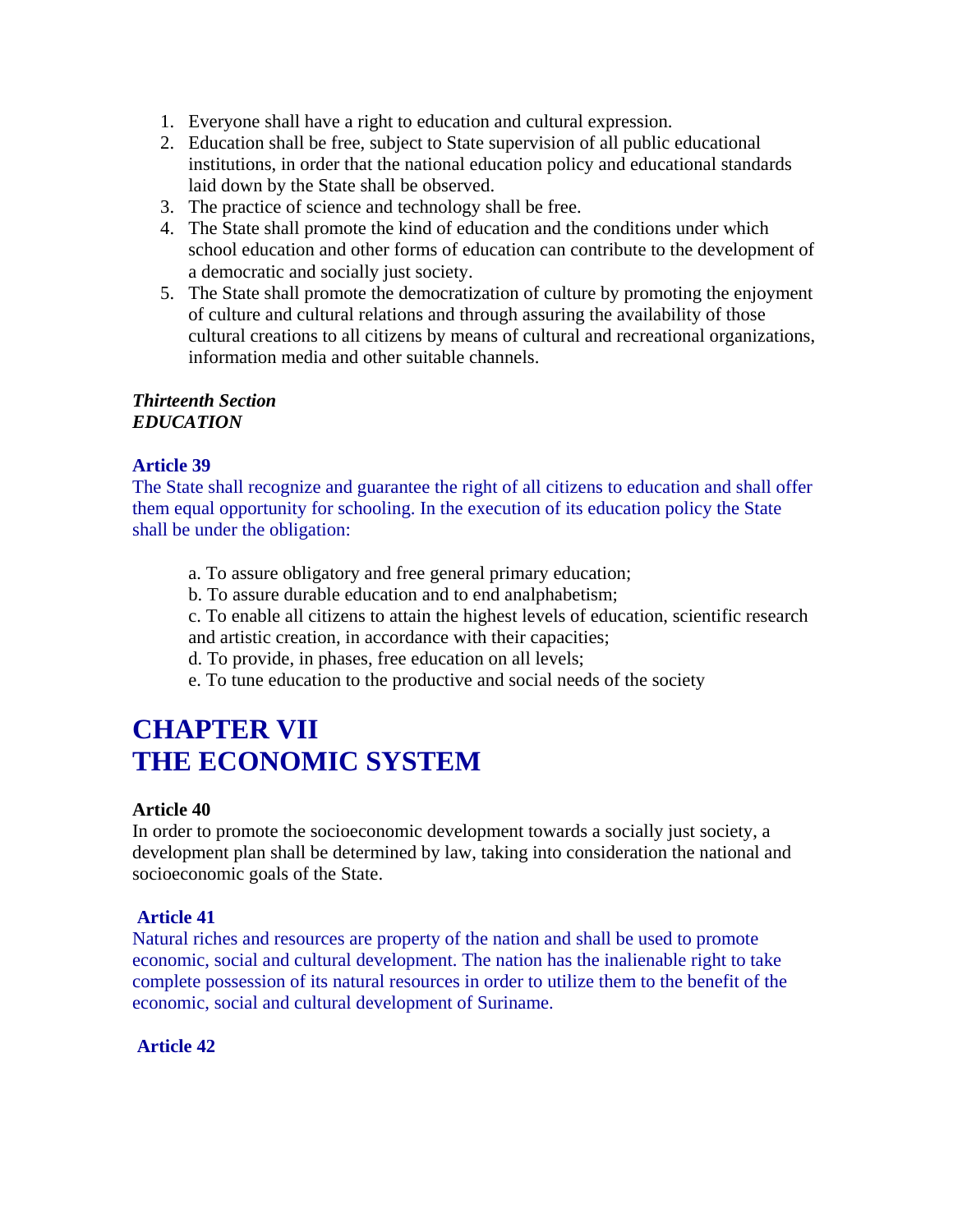1. Everyone shall have a right to education and cultural expression.
2. Education shall be free, subject to State supervision of all public educational institutions, in order that the national education policy and educational standards laid down by the State shall be observed.
3. The practice of science and technology shall be free.
4. The State shall promote the kind of education and the conditions under which school education and other forms of education can contribute to the development of a democratic and socially just society.
5. The State shall promote the democratization of culture by promoting the enjoyment of culture and cultural relations and through assuring the availability of those cultural creations to all citizens by means of cultural and recreational organizations, information media and other suitable channels.

***Thirteenth Section***
***EDUCATION***

**Article 39**
The State shall recognize and guarantee the right of all citizens to education and shall offer them equal opportunity for schooling. In the execution of its education policy the State shall be under the obligation:

a. To assure obligatory and free general primary education;
b. To assure durable education and to end analphabetism;
c. To enable all citizens to attain the highest levels of education, scientific research and artistic creation, in accordance with their capacities;
d. To provide, in phases, free education on all levels;
e. To tune education to the productive and social needs of the society

# CHAPTER VII
# THE ECONOMIC SYSTEM

**Article 40**
In order to promote the socioeconomic development towards a socially just society, a development plan shall be determined by law, taking into consideration the national and socioeconomic goals of the State.

**Article 41**
Natural riches and resources are property of the nation and shall be used to promote economic, social and cultural development. The nation has the inalienable right to take complete possession of its natural resources in order to utilize them to the benefit of the economic, social and cultural development of Suriname.

**Article 42**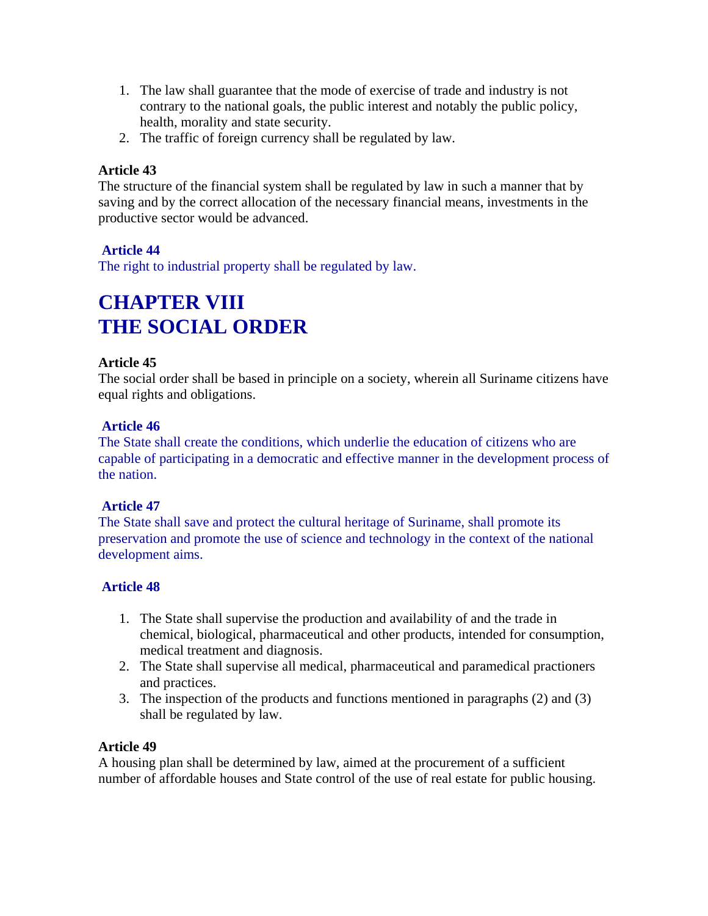1. The law shall guarantee that the mode of exercise of trade and industry is not contrary to the national goals, the public interest and notably the public policy, health, morality and state security.
2. The traffic of foreign currency shall be regulated by law.

**Article 43**
The structure of the financial system shall be regulated by law in such a manner that by saving and by the correct allocation of the necessary financial means, investments in the productive sector would be advanced.

**Article 44**
The right to industrial property shall be regulated by law.

# CHAPTER VIII
# THE SOCIAL ORDER

**Article 45**
The social order shall be based in principle on a society, wherein all Suriname citizens have equal rights and obligations.

**Article 46**
The State shall create the conditions, which underlie the education of citizens who are capable of participating in a democratic and effective manner in the development process of the nation.

**Article 47**
The State shall save and protect the cultural heritage of Suriname, shall promote its preservation and promote the use of science and technology in the context of the national development aims.

**Article 48**

1. The State shall supervise the production and availability of and the trade in chemical, biological, pharmaceutical and other products, intended for consumption, medical treatment and diagnosis.
2. The State shall supervise all medical, pharmaceutical and paramedical practioners and practices.
3. The inspection of the products and functions mentioned in paragraphs (2) and (3) shall be regulated by law.

**Article 49**
A housing plan shall be determined by law, aimed at the procurement of a sufficient number of affordable houses and State control of the use of real estate for public housing.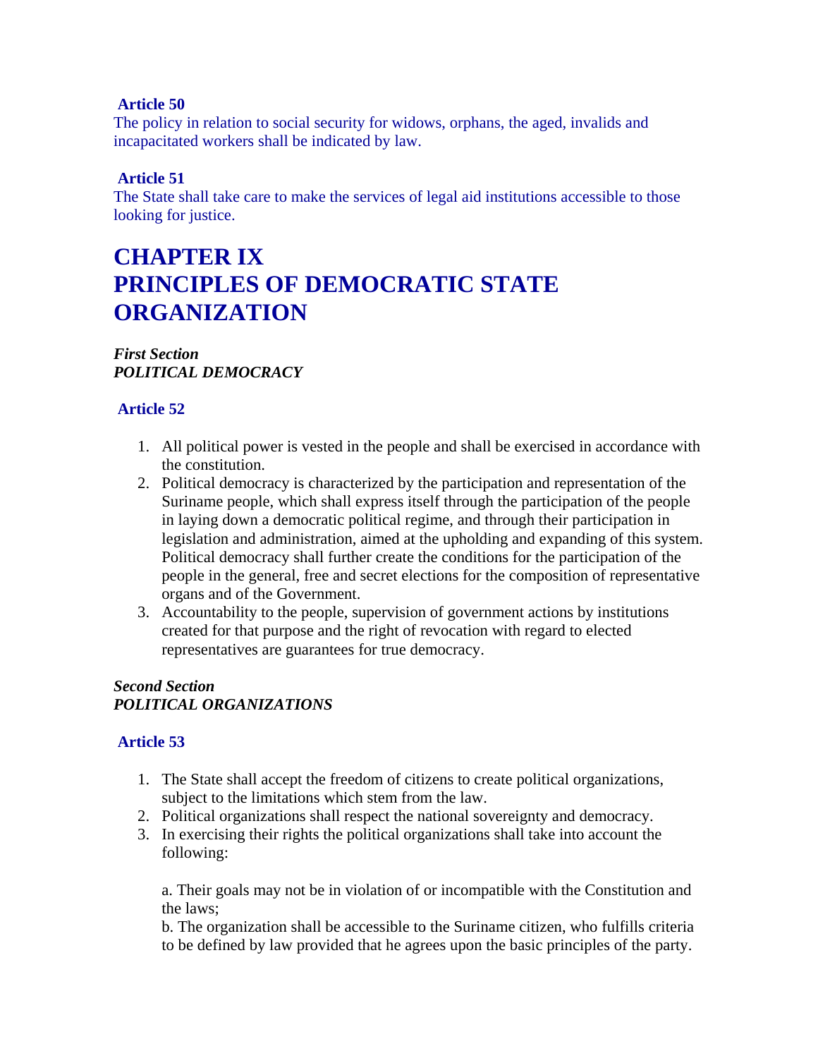**Article 50**
The policy in relation to social security for widows, orphans, the aged, invalids and incapacitated workers shall be indicated by law.

**Article 51**
The State shall take care to make the services of legal aid institutions accessible to those looking for justice.

# CHAPTER IX
# PRINCIPLES OF DEMOCRATIC STATE ORGANIZATION

***First Section***
***POLITICAL DEMOCRACY***

**Article 52**

1. All political power is vested in the people and shall be exercised in accordance with the constitution.
2. Political democracy is characterized by the participation and representation of the Suriname people, which shall express itself through the participation of the people in laying down a democratic political regime, and through their participation in legislation and administration, aimed at the upholding and expanding of this system. Political democracy shall further create the conditions for the participation of the people in the general, free and secret elections for the composition of representative organs and of the Government.
3. Accountability to the people, supervision of government actions by institutions created for that purpose and the right of revocation with regard to elected representatives are guarantees for true democracy.

***Second Section***
***POLITICAL ORGANIZATIONS***

**Article 53**

1. The State shall accept the freedom of citizens to create political organizations, subject to the limitations which stem from the law.
2. Political organizations shall respect the national sovereignty and democracy.
3. In exercising their rights the political organizations shall take into account the following:

   a. Their goals may not be in violation of or incompatible with the Constitution and the laws;
   b. The organization shall be accessible to the Suriname citizen, who fulfills criteria to be defined by law provided that he agrees upon the basic principles of the party.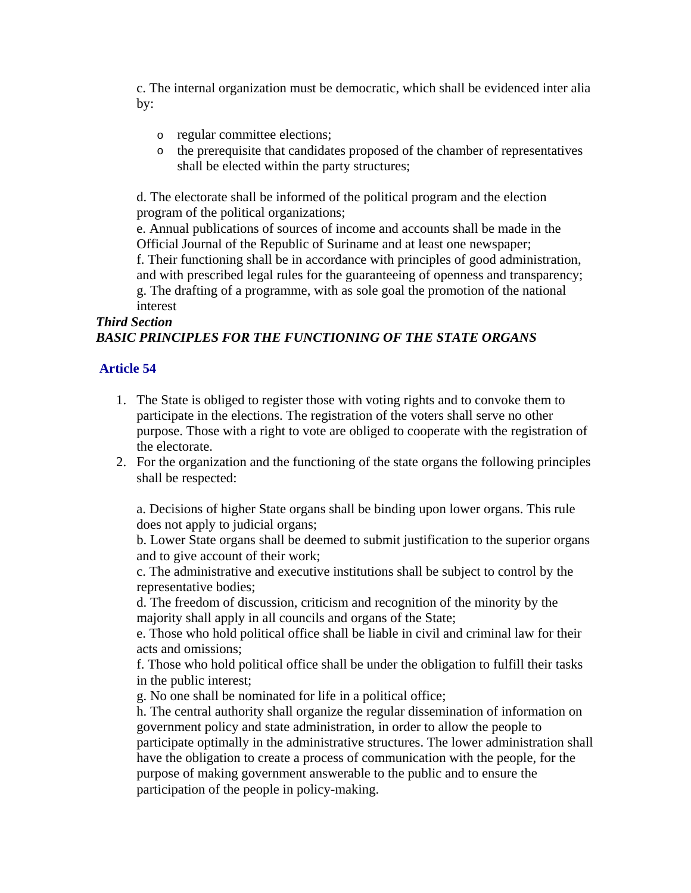c. The internal organization must be democratic, which shall be evidenced inter alia by:

- regular committee elections;
- the prerequisite that candidates proposed of the chamber of representatives shall be elected within the party structures;

d. The electorate shall be informed of the political program and the election program of the political organizations;
e. Annual publications of sources of income and accounts shall be made in the Official Journal of the Republic of Suriname and at least one newspaper;
f. Their functioning shall be in accordance with principles of good administration, and with prescribed legal rules for the guaranteeing of openness and transparency;
g. The drafting of a programme, with as sole goal the promotion of the national interest

***Third Section***
***BASIC PRINCIPLES FOR THE FUNCTIONING OF THE STATE ORGANS***

### Article 54

1. The State is obliged to register those with voting rights and to convoke them to participate in the elections. The registration of the voters shall serve no other purpose. Those with a right to vote are obliged to cooperate with the registration of the electorate.
2. For the organization and the functioning of the state organs the following principles shall be respected:

   a. Decisions of higher State organs shall be binding upon lower organs. This rule does not apply to judicial organs;
   b. Lower State organs shall be deemed to submit justification to the superior organs and to give account of their work;
   c. The administrative and executive institutions shall be subject to control by the representative bodies;
   d. The freedom of discussion, criticism and recognition of the minority by the majority shall apply in all councils and organs of the State;
   e. Those who hold political office shall be liable in civil and criminal law for their acts and omissions;
   f. Those who hold political office shall be under the obligation to fulfill their tasks in the public interest;
   g. No one shall be nominated for life in a political office;
   h. The central authority shall organize the regular dissemination of information on government policy and state administration, in order to allow the people to participate optimally in the administrative structures. The lower administration shall have the obligation to create a process of communication with the people, for the purpose of making government answerable to the public and to ensure the participation of the people in policy-making.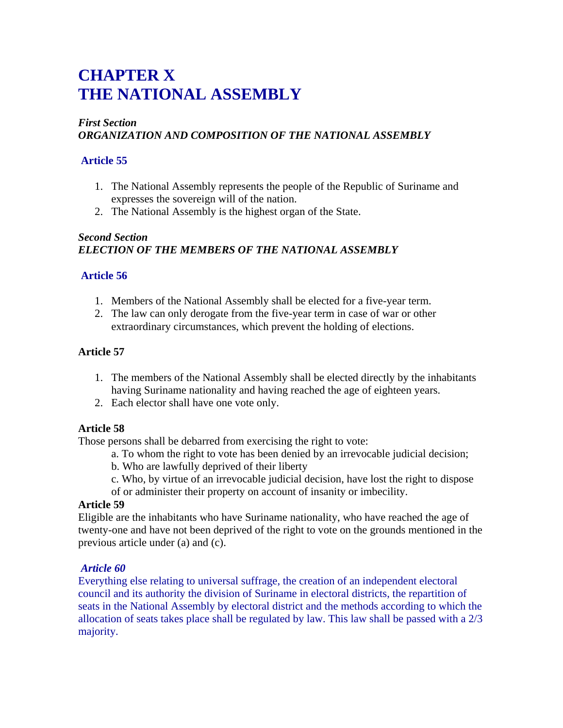# CHAPTER X
# THE NATIONAL ASSEMBLY

***First Section***
***ORGANIZATION AND COMPOSITION OF THE NATIONAL ASSEMBLY***

### Article 55

1. The National Assembly represents the people of the Republic of Suriname and expresses the sovereign will of the nation.
2. The National Assembly is the highest organ of the State.

***Second Section***
***ELECTION OF THE MEMBERS OF THE NATIONAL ASSEMBLY***

### Article 56

1. Members of the National Assembly shall be elected for a five-year term.
2. The law can only derogate from the five-year term in case of war or other extraordinary circumstances, which prevent the holding of elections.

### Article 57

1. The members of the National Assembly shall be elected directly by the inhabitants having Suriname nationality and having reached the age of eighteen years.
2. Each elector shall have one vote only.

### Article 58

Those persons shall be debarred from exercising the right to vote:

a. To whom the right to vote has been denied by an irrevocable judicial decision;
b. Who are lawfully deprived of their liberty
c. Who, by virtue of an irrevocable judicial decision, have lost the right to dispose of or administer their property on account of insanity or imbecility.

### Article 59

Eligible are the inhabitants who have Suriname nationality, who have reached the age of twenty-one and have not been deprived of the right to vote on the grounds mentioned in the previous article under (a) and (c).

### *Article 60*

Everything else relating to universal suffrage, the creation of an independent electoral council and its authority the division of Suriname in electoral districts, the repartition of seats in the National Assembly by electoral district and the methods according to which the allocation of seats takes place shall be regulated by law. This law shall be passed with a 2/3 majority.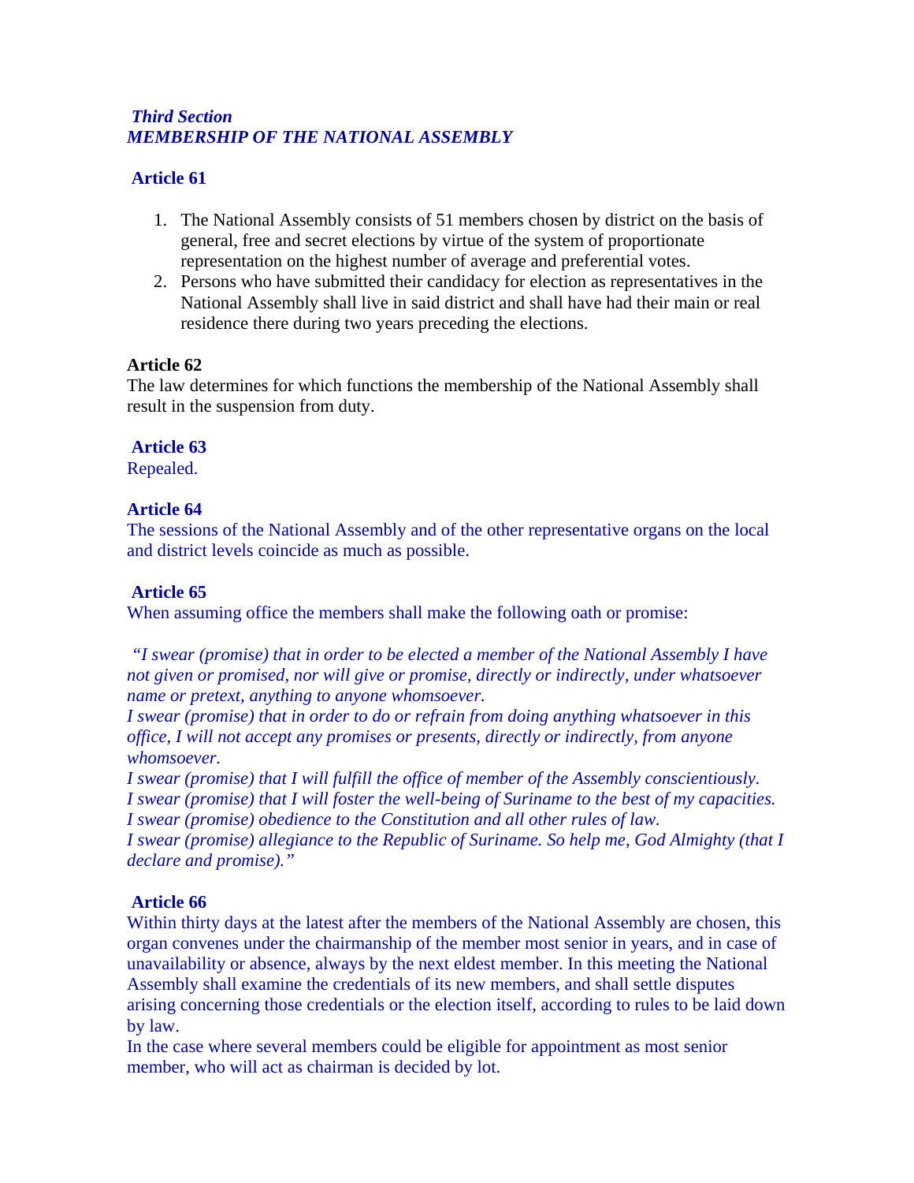### *Third Section*
### *MEMBERSHIP OF THE NATIONAL ASSEMBLY*

**Article 61**

1. The National Assembly consists of 51 members chosen by district on the basis of general, free and secret elections by virtue of the system of proportionate representation on the highest number of average and preferential votes.
2. Persons who have submitted their candidacy for election as representatives in the National Assembly shall live in said district and shall have had their main or real residence there during two years preceding the elections.

**Article 62**

The law determines for which functions the membership of the National Assembly shall result in the suspension from duty.

**Article 63**

Repealed.

**Article 64**

The sessions of the National Assembly and of the other representative organs on the local and district levels coincide as much as possible.

**Article 65**

When assuming office the members shall make the following oath or promise:

*"I swear (promise) that in order to be elected a member of the National Assembly I have not given or promised, nor will give or promise, directly or indirectly, under whatsoever name or pretext, anything to anyone whomsoever.*
*I swear (promise) that in order to do or refrain from doing anything whatsoever in this office, I will not accept any promises or presents, directly or indirectly, from anyone whomsoever.*
*I swear (promise) that I will fulfill the office of member of the Assembly conscientiously.*
*I swear (promise) that I will foster the well-being of Suriname to the best of my capacities.*
*I swear (promise) obedience to the Constitution and all other rules of law.*
*I swear (promise) allegiance to the Republic of Suriname. So help me, God Almighty (that I declare and promise)."*

**Article 66**

Within thirty days at the latest after the members of the National Assembly are chosen, this organ convenes under the chairmanship of the member most senior in years, and in case of unavailability or absence, always by the next eldest member. In this meeting the National Assembly shall examine the credentials of its new members, and shall settle disputes arising concerning those credentials or the election itself, according to rules to be laid down by law.

In the case where several members could be eligible for appointment as most senior member, who will act as chairman is decided by lot.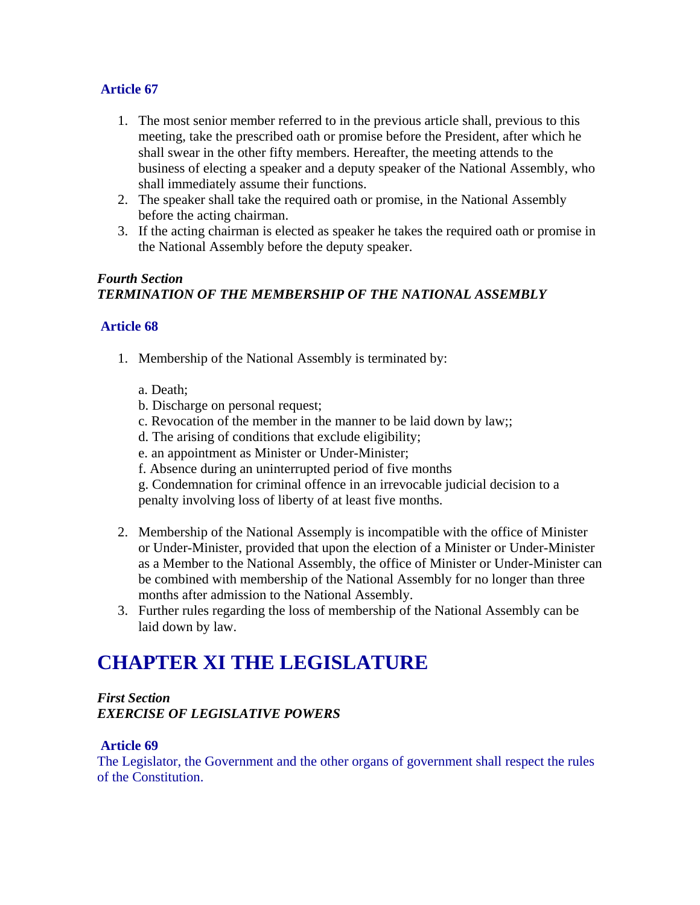### Article 67

1. The most senior member referred to in the previous article shall, previous to this meeting, take the prescribed oath or promise before the President, after which he shall swear in the other fifty members. Hereafter, the meeting attends to the business of electing a speaker and a deputy speaker of the National Assembly, who shall immediately assume their functions.
2. The speaker shall take the required oath or promise, in the National Assembly before the acting chairman.
3. If the acting chairman is elected as speaker he takes the required oath or promise in the National Assembly before the deputy speaker.

***Fourth Section***
***TERMINATION OF THE MEMBERSHIP OF THE NATIONAL ASSEMBLY***

### Article 68

1. Membership of the National Assembly is terminated by:

   a. Death;
   b. Discharge on personal request;
   c. Revocation of the member in the manner to be laid down by law;;
   d. The arising of conditions that exclude eligibility;
   e. an appointment as Minister or Under-Minister;
   f. Absence during an uninterrupted period of five months
   g. Condemnation for criminal offence in an irrevocable judicial decision to a penalty involving loss of liberty of at least five months.

2. Membership of the National Assemply is incompatible with the office of Minister or Under-Minister, provided that upon the election of a Minister or Under-Minister as a Member to the National Assembly, the office of Minister or Under-Minister can be combined with membership of the National Assembly for no longer than three months after admission to the National Assembly.
3. Further rules regarding the loss of membership of the National Assembly can be laid down by law.

# CHAPTER XI THE LEGISLATURE

***First Section***
***EXERCISE OF LEGISLATIVE POWERS***

### Article 69

The Legislator, the Government and the other organs of government shall respect the rules of the Constitution.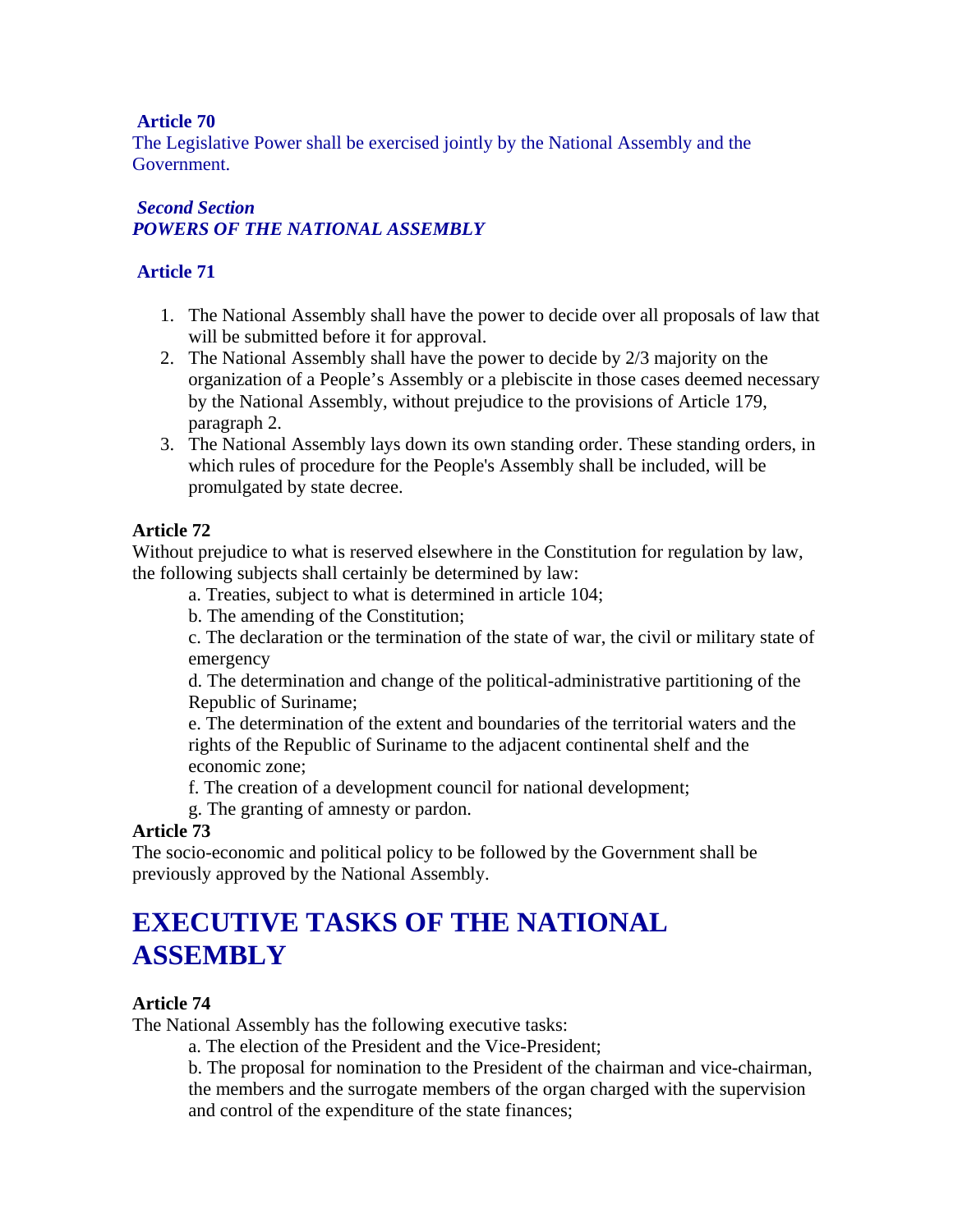**Article 70**

The Legislative Power shall be exercised jointly by the National Assembly and the Government.

***Second Section***
***POWERS OF THE NATIONAL ASSEMBLY***

**Article 71**

1. The National Assembly shall have the power to decide over all proposals of law that will be submitted before it for approval.
2. The National Assembly shall have the power to decide by 2/3 majority on the organization of a People's Assembly or a plebiscite in those cases deemed necessary by the National Assembly, without prejudice to the provisions of Article 179, paragraph 2.
3. The National Assembly lays down its own standing order. These standing orders, in which rules of procedure for the People's Assembly shall be included, will be promulgated by state decree.

**Article 72**

Without prejudice to what is reserved elsewhere in the Constitution for regulation by law, the following subjects shall certainly be determined by law:

a. Treaties, subject to what is determined in article 104;

b. The amending of the Constitution;

c. The declaration or the termination of the state of war, the civil or military state of emergency

d. The determination and change of the political-administrative partitioning of the Republic of Suriname;

e. The determination of the extent and boundaries of the territorial waters and the rights of the Republic of Suriname to the adjacent continental shelf and the economic zone;

f. The creation of a development council for national development;

g. The granting of amnesty or pardon.

**Article 73**

The socio-economic and political policy to be followed by the Government shall be previously approved by the National Assembly.

# EXECUTIVE TASKS OF THE NATIONAL ASSEMBLY

**Article 74**

The National Assembly has the following executive tasks:

a. The election of the President and the Vice-President;

b. The proposal for nomination to the President of the chairman and vice-chairman, the members and the surrogate members of the organ charged with the supervision and control of the expenditure of the state finances;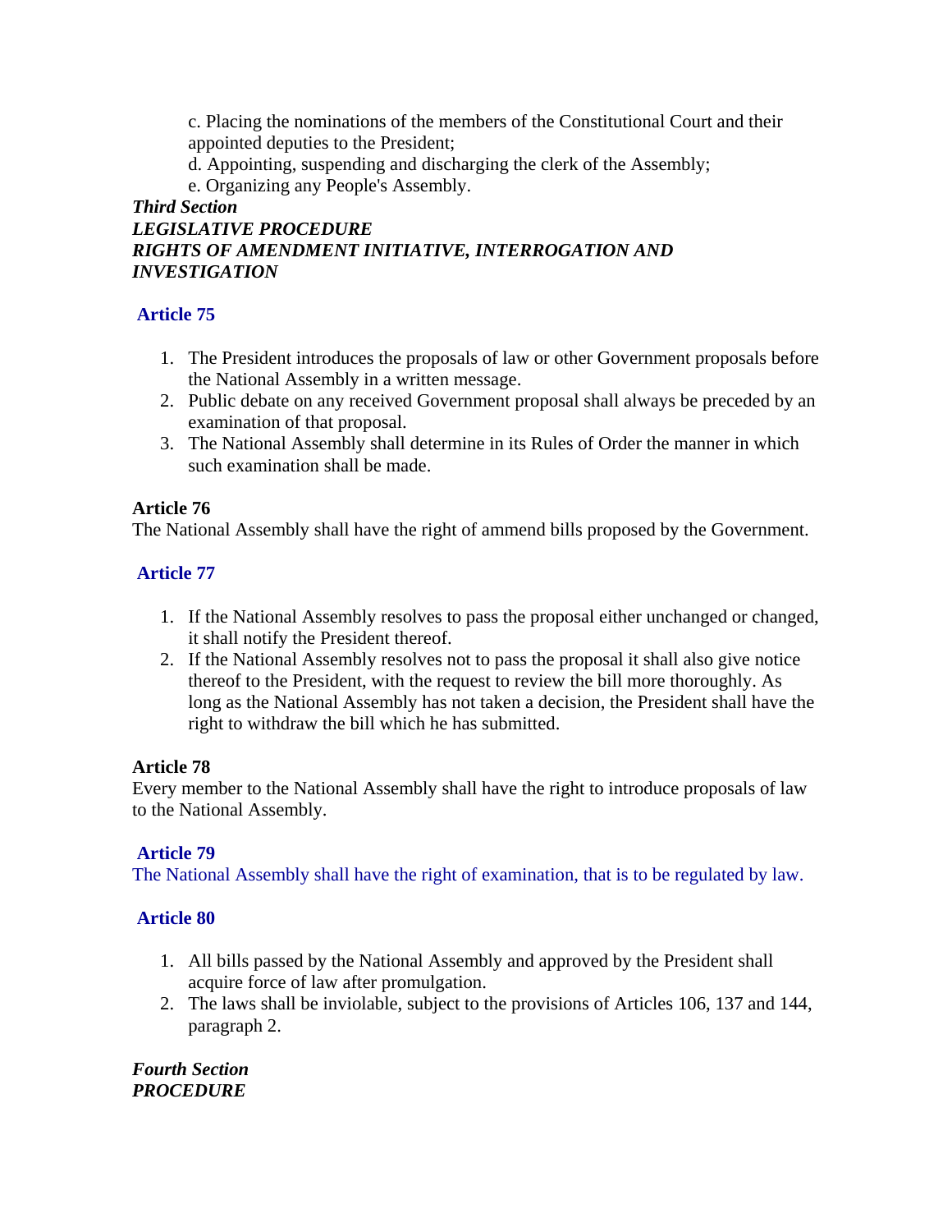c. Placing the nominations of the members of the Constitutional Court and their appointed deputies to the President;
d. Appointing, suspending and discharging the clerk of the Assembly;
e. Organizing any People's Assembly.

***Third Section***
***LEGISLATIVE PROCEDURE***
***RIGHTS OF AMENDMENT INITIATIVE, INTERROGATION AND INVESTIGATION***

**Article 75**

1. The President introduces the proposals of law or other Government proposals before the National Assembly in a written message.
2. Public debate on any received Government proposal shall always be preceded by an examination of that proposal.
3. The National Assembly shall determine in its Rules of Order the manner in which such examination shall be made.

**Article 76**
The National Assembly shall have the right of ammend bills proposed by the Government.

**Article 77**

1. If the National Assembly resolves to pass the proposal either unchanged or changed, it shall notify the President thereof.
2. If the National Assembly resolves not to pass the proposal it shall also give notice thereof to the President, with the request to review the bill more thoroughly. As long as the National Assembly has not taken a decision, the President shall have the right to withdraw the bill which he has submitted.

**Article 78**
Every member to the National Assembly shall have the right to introduce proposals of law to the National Assembly.

**Article 79**
The National Assembly shall have the right of examination, that is to be regulated by law.

**Article 80**

1. All bills passed by the National Assembly and approved by the President shall acquire force of law after promulgation.
2. The laws shall be inviolable, subject to the provisions of Articles 106, 137 and 144, paragraph 2.

***Fourth Section***
***PROCEDURE***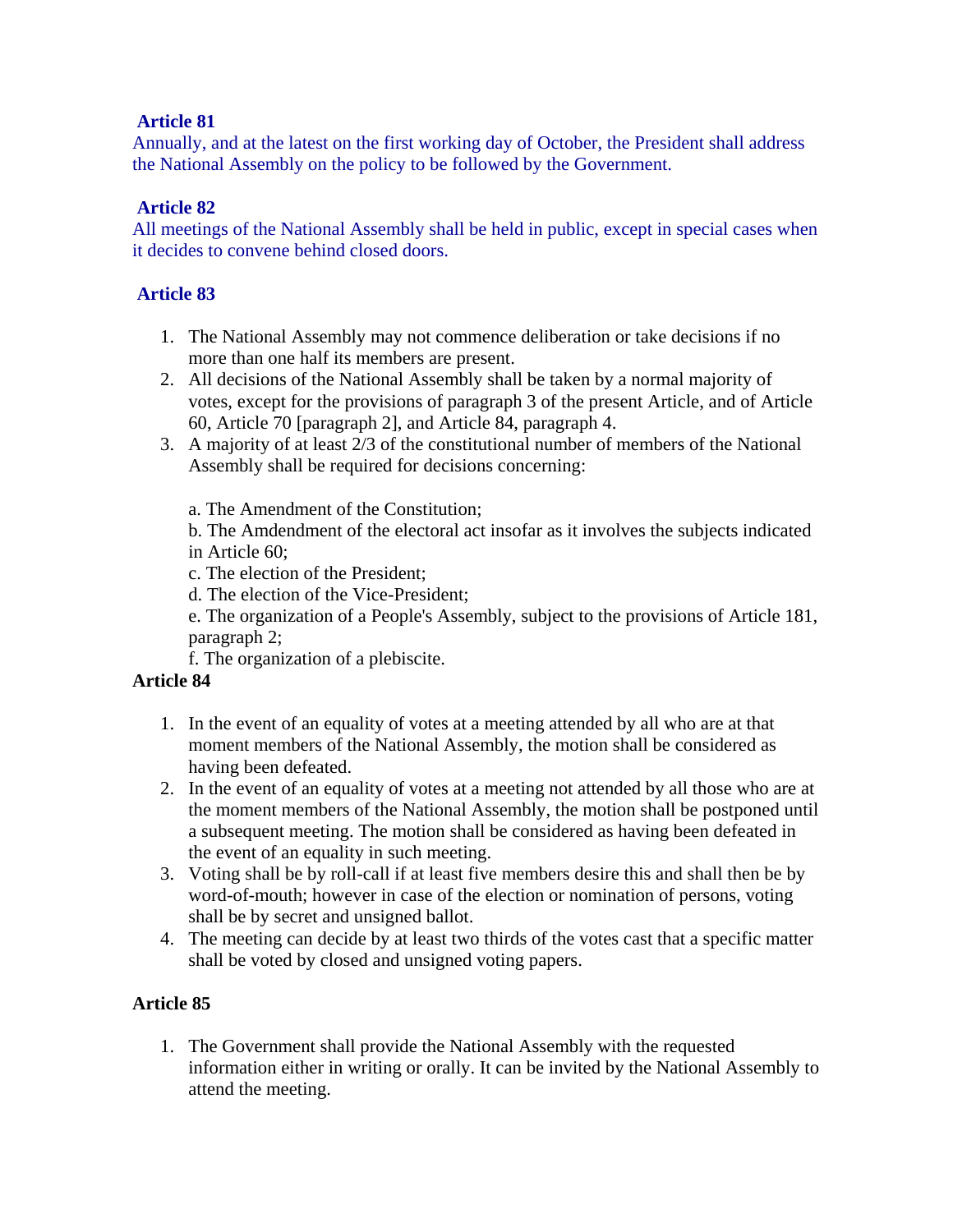### Article 81

Annually, and at the latest on the first working day of October, the President shall address the National Assembly on the policy to be followed by the Government.

### Article 82

All meetings of the National Assembly shall be held in public, except in special cases when it decides to convene behind closed doors.

### Article 83

1. The National Assembly may not commence deliberation or take decisions if no more than one half its members are present.
2. All decisions of the National Assembly shall be taken by a normal majority of votes, except for the provisions of paragraph 3 of the present Article, and of Article 60, Article 70 [paragraph 2], and Article 84, paragraph 4.
3. A majority of at least 2/3 of the constitutional number of members of the National Assembly shall be required for decisions concerning:

   a. The Amendment of the Constitution;

   b. The Amdendment of the electoral act insofar as it involves the subjects indicated in Article 60;

   c. The election of the President;

   d. The election of the Vice-President;

   e. The organization of a People's Assembly, subject to the provisions of Article 181, paragraph 2;

   f. The organization of a plebiscite.

### Article 84

1. In the event of an equality of votes at a meeting attended by all who are at that moment members of the National Assembly, the motion shall be considered as having been defeated.
2. In the event of an equality of votes at a meeting not attended by all those who are at the moment members of the National Assembly, the motion shall be postponed until a subsequent meeting. The motion shall be considered as having been defeated in the event of an equality in such meeting.
3. Voting shall be by roll-call if at least five members desire this and shall then be by word-of-mouth; however in case of the election or nomination of persons, voting shall be by secret and unsigned ballot.
4. The meeting can decide by at least two thirds of the votes cast that a specific matter shall be voted by closed and unsigned voting papers.

### Article 85

1. The Government shall provide the National Assembly with the requested information either in writing or orally. It can be invited by the National Assembly to attend the meeting.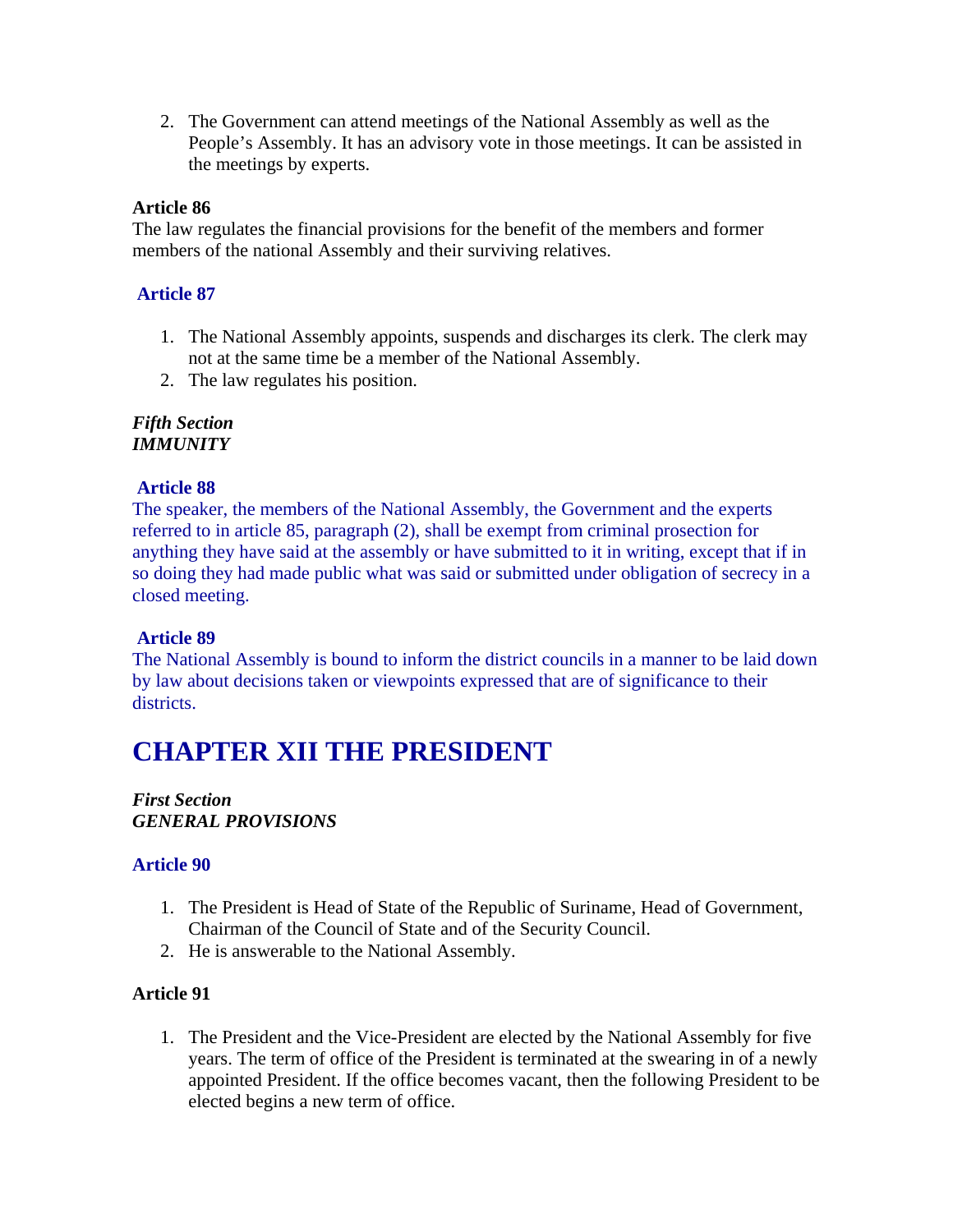2. The Government can attend meetings of the National Assembly as well as the People's Assembly. It has an advisory vote in those meetings. It can be assisted in the meetings by experts.

### Article 86

The law regulates the financial provisions for the benefit of the members and former members of the national Assembly and their surviving relatives.

### Article 87

1. The National Assembly appoints, suspends and discharges its clerk. The clerk may not at the same time be a member of the National Assembly.
2. The law regulates his position.

***Fifth Section***
***IMMUNITY***

### Article 88

The speaker, the members of the National Assembly, the Government and the experts referred to in article 85, paragraph (2), shall be exempt from criminal prosection for anything they have said at the assembly or have submitted to it in writing, except that if in so doing they had made public what was said or submitted under obligation of secrecy in a closed meeting.

### Article 89

The National Assembly is bound to inform the district councils in a manner to be laid down by law about decisions taken or viewpoints expressed that are of significance to their districts.

# CHAPTER XII THE PRESIDENT

***First Section***
***GENERAL PROVISIONS***

### Article 90

1. The President is Head of State of the Republic of Suriname, Head of Government, Chairman of the Council of State and of the Security Council.
2. He is answerable to the National Assembly.

### Article 91

1. The President and the Vice-President are elected by the National Assembly for five years. The term of office of the President is terminated at the swearing in of a newly appointed President. If the office becomes vacant, then the following President to be elected begins a new term of office.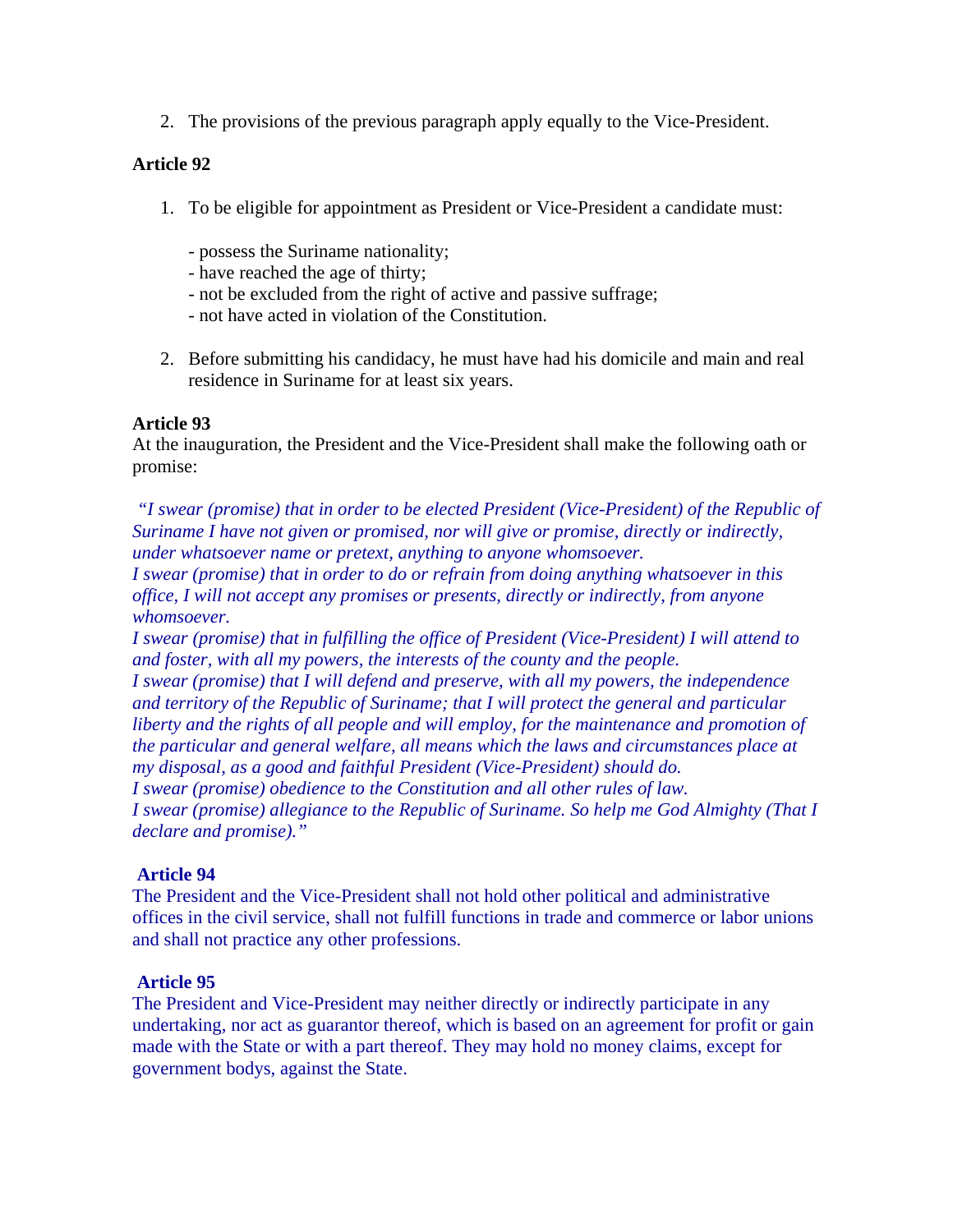2. The provisions of the previous paragraph apply equally to the Vice-President.

**Article 92**

1. To be eligible for appointment as President or Vice-President a candidate must:

   - possess the Suriname nationality;
   - have reached the age of thirty;
   - not be excluded from the right of active and passive suffrage;
   - not have acted in violation of the Constitution.

2. Before submitting his candidacy, he must have had his domicile and main and real residence in Suriname for at least six years.

**Article 93**

At the inauguration, the President and the Vice-President shall make the following oath or promise:

*"I swear (promise) that in order to be elected President (Vice-President) of the Republic of Suriname I have not given or promised, nor will give or promise, directly or indirectly, under whatsoever name or pretext, anything to anyone whomsoever.*
*I swear (promise) that in order to do or refrain from doing anything whatsoever in this office, I will not accept any promises or presents, directly or indirectly, from anyone whomsoever.*
*I swear (promise) that in fulfilling the office of President (Vice-President) I will attend to and foster, with all my powers, the interests of the county and the people.*
*I swear (promise) that I will defend and preserve, with all my powers, the independence and territory of the Republic of Suriname; that I will protect the general and particular liberty and the rights of all people and will employ, for the maintenance and promotion of the particular and general welfare, all means which the laws and circumstances place at my disposal, as a good and faithful President (Vice-President) should do.*
*I swear (promise) obedience to the Constitution and all other rules of law.*
*I swear (promise) allegiance to the Republic of Suriname. So help me God Almighty (That I declare and promise)."*

**Article 94**

The President and the Vice-President shall not hold other political and administrative offices in the civil service, shall not fulfill functions in trade and commerce or labor unions and shall not practice any other professions.

**Article 95**

The President and Vice-President may neither directly or indirectly participate in any undertaking, nor act as guarantor thereof, which is based on an agreement for profit or gain made with the State or with a part thereof. They may hold no money claims, except for government bodys, against the State.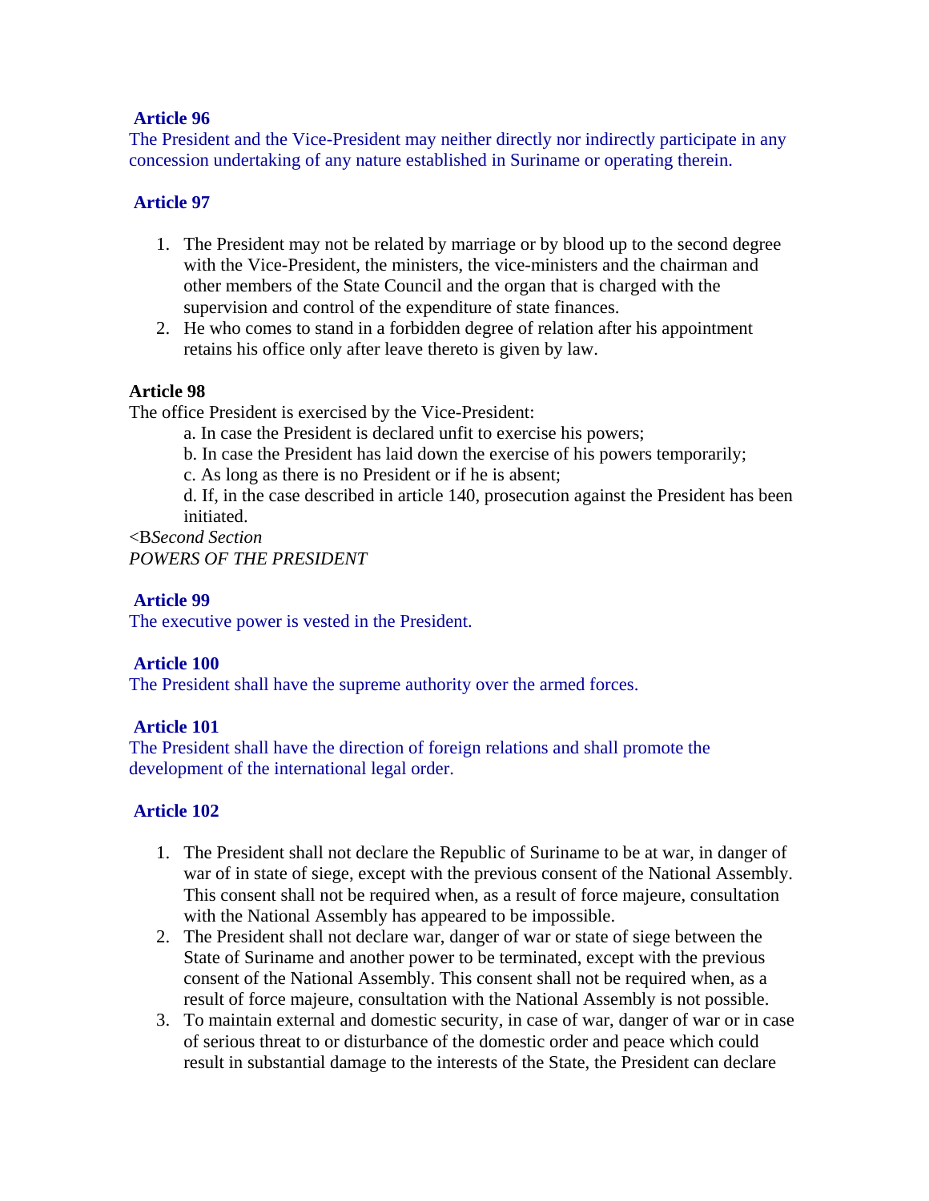**Article 96**

The President and the Vice-President may neither directly nor indirectly participate in any concession undertaking of any nature established in Suriname or operating therein.

**Article 97**

1. The President may not be related by marriage or by blood up to the second degree with the Vice-President, the ministers, the vice-ministers and the chairman and other members of the State Council and the organ that is charged with the supervision and control of the expenditure of state finances.
2. He who comes to stand in a forbidden degree of relation after his appointment retains his office only after leave thereto is given by law.

**Article 98**

The office President is exercised by the Vice-President:

a. In case the President is declared unfit to exercise his powers;

b. In case the President has laid down the exercise of his powers temporarily;

c. As long as there is no President or if he is absent;

d. If, in the case described in article 140, prosecution against the President has been initiated.

<B*Second Section*

*POWERS OF THE PRESIDENT*

**Article 99**

The executive power is vested in the President.

**Article 100**

The President shall have the supreme authority over the armed forces.

**Article 101**

The President shall have the direction of foreign relations and shall promote the development of the international legal order.

**Article 102**

1. The President shall not declare the Republic of Suriname to be at war, in danger of war of in state of siege, except with the previous consent of the National Assembly. This consent shall not be required when, as a result of force majeure, consultation with the National Assembly has appeared to be impossible.
2. The President shall not declare war, danger of war or state of siege between the State of Suriname and another power to be terminated, except with the previous consent of the National Assembly. This consent shall not be required when, as a result of force majeure, consultation with the National Assembly is not possible.
3. To maintain external and domestic security, in case of war, danger of war or in case of serious threat to or disturbance of the domestic order and peace which could result in substantial damage to the interests of the State, the President can declare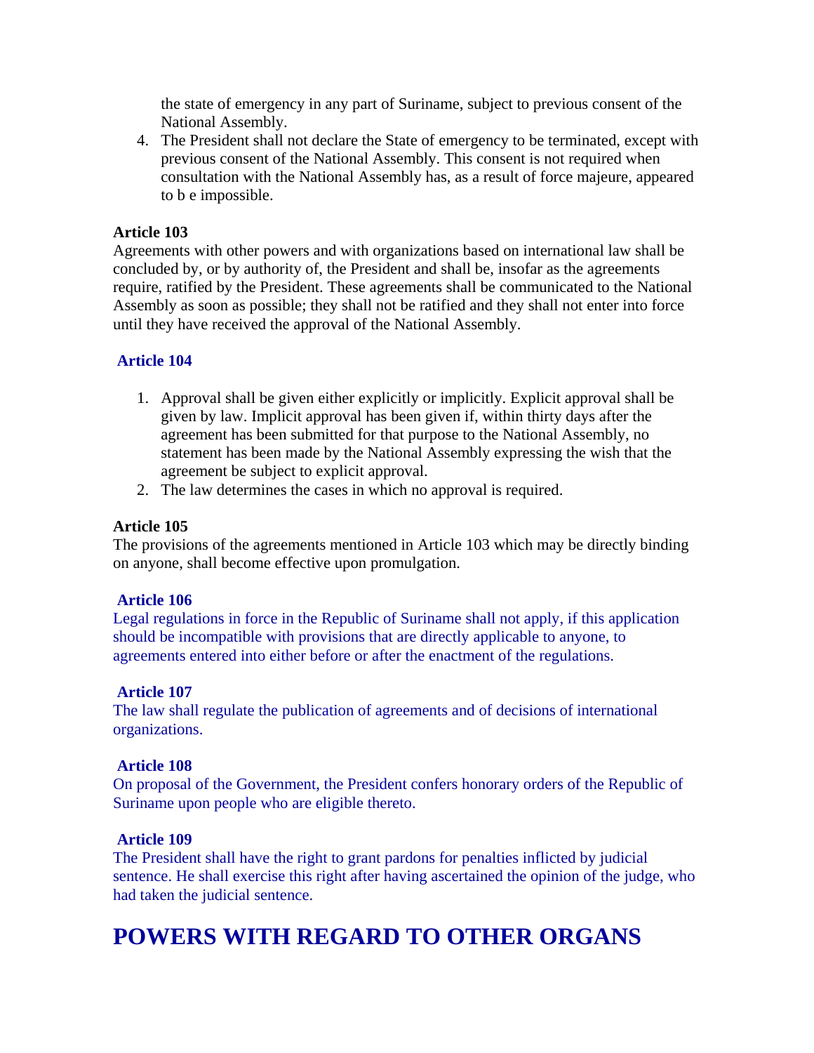the state of emergency in any part of Suriname, subject to previous consent of the National Assembly.

4. The President shall not declare the State of emergency to be terminated, except with previous consent of the National Assembly. This consent is not required when consultation with the National Assembly has, as a result of force majeure, appeared to b e impossible.

**Article 103**

Agreements with other powers and with organizations based on international law shall be concluded by, or by authority of, the President and shall be, insofar as the agreements require, ratified by the President. These agreements shall be communicated to the National Assembly as soon as possible; they shall not be ratified and they shall not enter into force until they have received the approval of the National Assembly.

**Article 104**

1. Approval shall be given either explicitly or implicitly. Explicit approval shall be given by law. Implicit approval has been given if, within thirty days after the agreement has been submitted for that purpose to the National Assembly, no statement has been made by the National Assembly expressing the wish that the agreement be subject to explicit approval.
2. The law determines the cases in which no approval is required.

**Article 105**

The provisions of the agreements mentioned in Article 103 which may be directly binding on anyone, shall become effective upon promulgation.

**Article 106**

Legal regulations in force in the Republic of Suriname shall not apply, if this application should be incompatible with provisions that are directly applicable to anyone, to agreements entered into either before or after the enactment of the regulations.

**Article 107**

The law shall regulate the publication of agreements and of decisions of international organizations.

**Article 108**

On proposal of the Government, the President confers honorary orders of the Republic of Suriname upon people who are eligible thereto.

**Article 109**

The President shall have the right to grant pardons for penalties inflicted by judicial sentence. He shall exercise this right after having ascertained the opinion of the judge, who had taken the judicial sentence.

# POWERS WITH REGARD TO OTHER ORGANS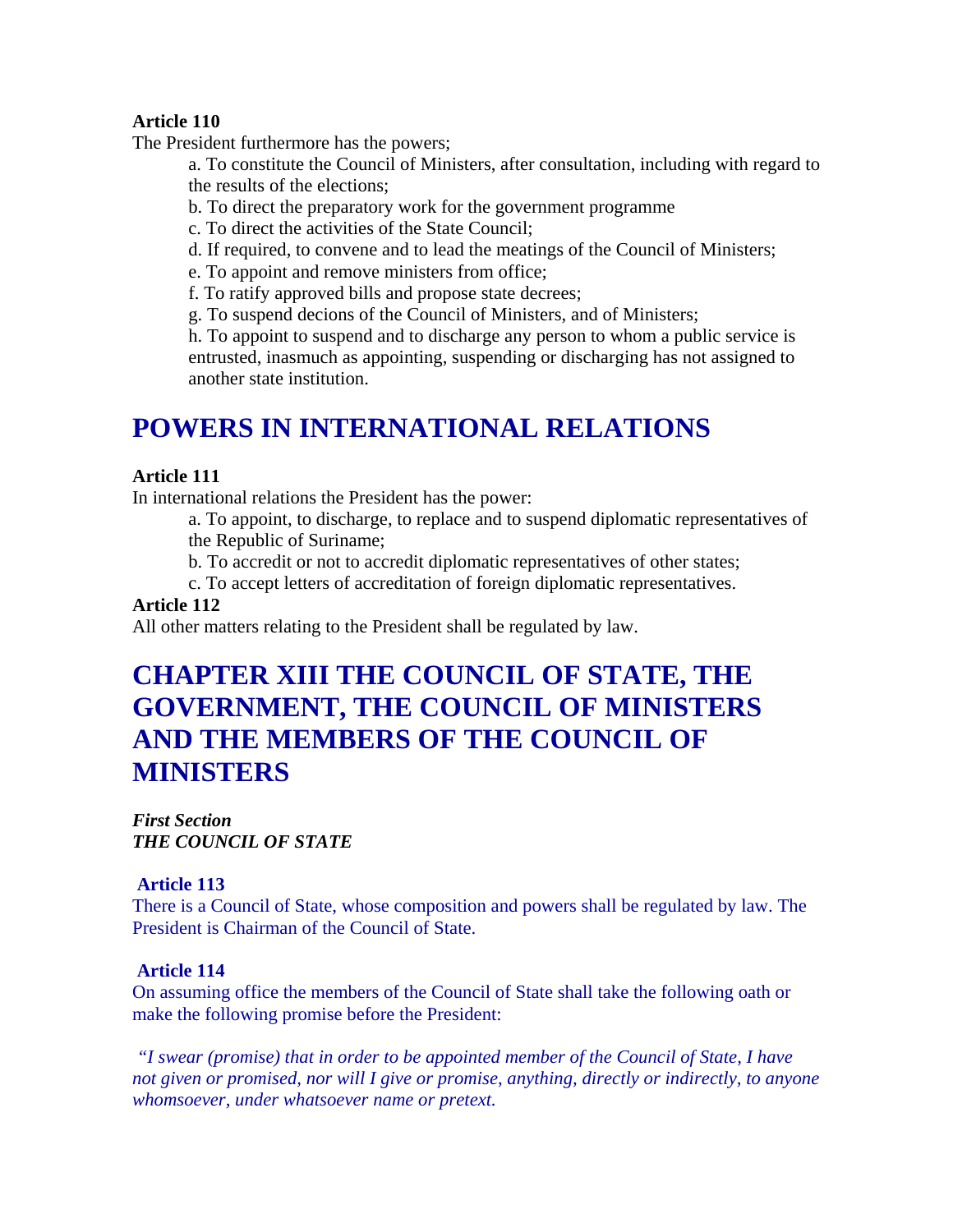**Article 110**
The President furthermore has the powers;

a. To constitute the Council of Ministers, after consultation, including with regard to the results of the elections;
b. To direct the preparatory work for the government programme
c. To direct the activities of the State Council;
d. If required, to convene and to lead the meatings of the Council of Ministers;
e. To appoint and remove ministers from office;
f. To ratify approved bills and propose state decrees;
g. To suspend decions of the Council of Ministers, and of Ministers;
h. To appoint to suspend and to discharge any person to whom a public service is entrusted, inasmuch as appointing, suspending or discharging has not assigned to another state institution.

## POWERS IN INTERNATIONAL RELATIONS

**Article 111**
In international relations the President has the power:

a. To appoint, to discharge, to replace and to suspend diplomatic representatives of the Republic of Suriname;
b. To accredit or not to accredit diplomatic representatives of other states;
c. To accept letters of accreditation of foreign diplomatic representatives.

**Article 112**
All other matters relating to the President shall be regulated by law.

## CHAPTER XIII THE COUNCIL OF STATE, THE GOVERNMENT, THE COUNCIL OF MINISTERS AND THE MEMBERS OF THE COUNCIL OF MINISTERS

***First Section***
***THE COUNCIL OF STATE***

**Article 113**
There is a Council of State, whose composition and powers shall be regulated by law. The President is Chairman of the Council of State.

**Article 114**
On assuming office the members of the Council of State shall take the following oath or make the following promise before the President:

*"I swear (promise) that in order to be appointed member of the Council of State, I have not given or promised, nor will I give or promise, anything, directly or indirectly, to anyone whomsoever, under whatsoever name or pretext.*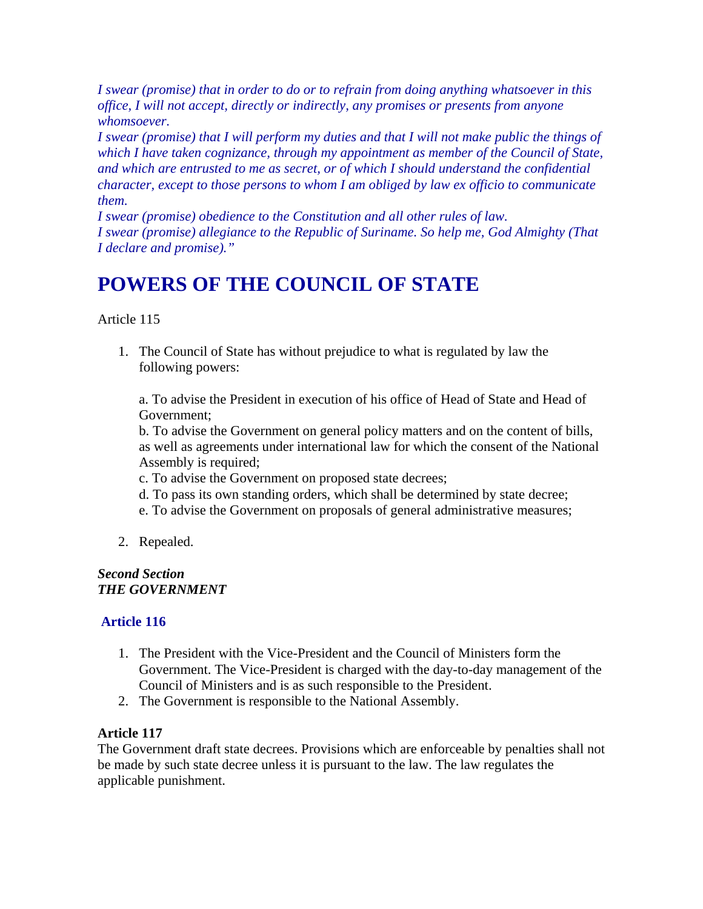*I swear (promise) that in order to do or to refrain from doing anything whatsoever in this office, I will not accept, directly or indirectly, any promises or presents from anyone whomsoever.*
*I swear (promise) that I will perform my duties and that I will not make public the things of which I have taken cognizance, through my appointment as member of the Council of State, and which are entrusted to me as secret, or of which I should understand the confidential character, except to those persons to whom I am obliged by law ex officio to communicate them.*
*I swear (promise) obedience to the Constitution and all other rules of law.*
*I swear (promise) allegiance to the Republic of Suriname. So help me, God Almighty (That I declare and promise)."*

# POWERS OF THE COUNCIL OF STATE

Article 115

1. The Council of State has without prejudice to what is regulated by law the following powers:

   a. To advise the President in execution of his office of Head of State and Head of Government;
   b. To advise the Government on general policy matters and on the content of bills, as well as agreements under international law for which the consent of the National Assembly is required;
   c. To advise the Government on proposed state decrees;
   d. To pass its own standing orders, which shall be determined by state decree;
   e. To advise the Government on proposals of general administrative measures;

2. Repealed.

***Second Section***
***THE GOVERNMENT***

### Article 116

1. The President with the Vice-President and the Council of Ministers form the Government. The Vice-President is charged with the day-to-day management of the Council of Ministers and is as such responsible to the President.
2. The Government is responsible to the National Assembly.

**Article 117**
The Government draft state decrees. Provisions which are enforceable by penalties shall not be made by such state decree unless it is pursuant to the law. The law regulates the applicable punishment.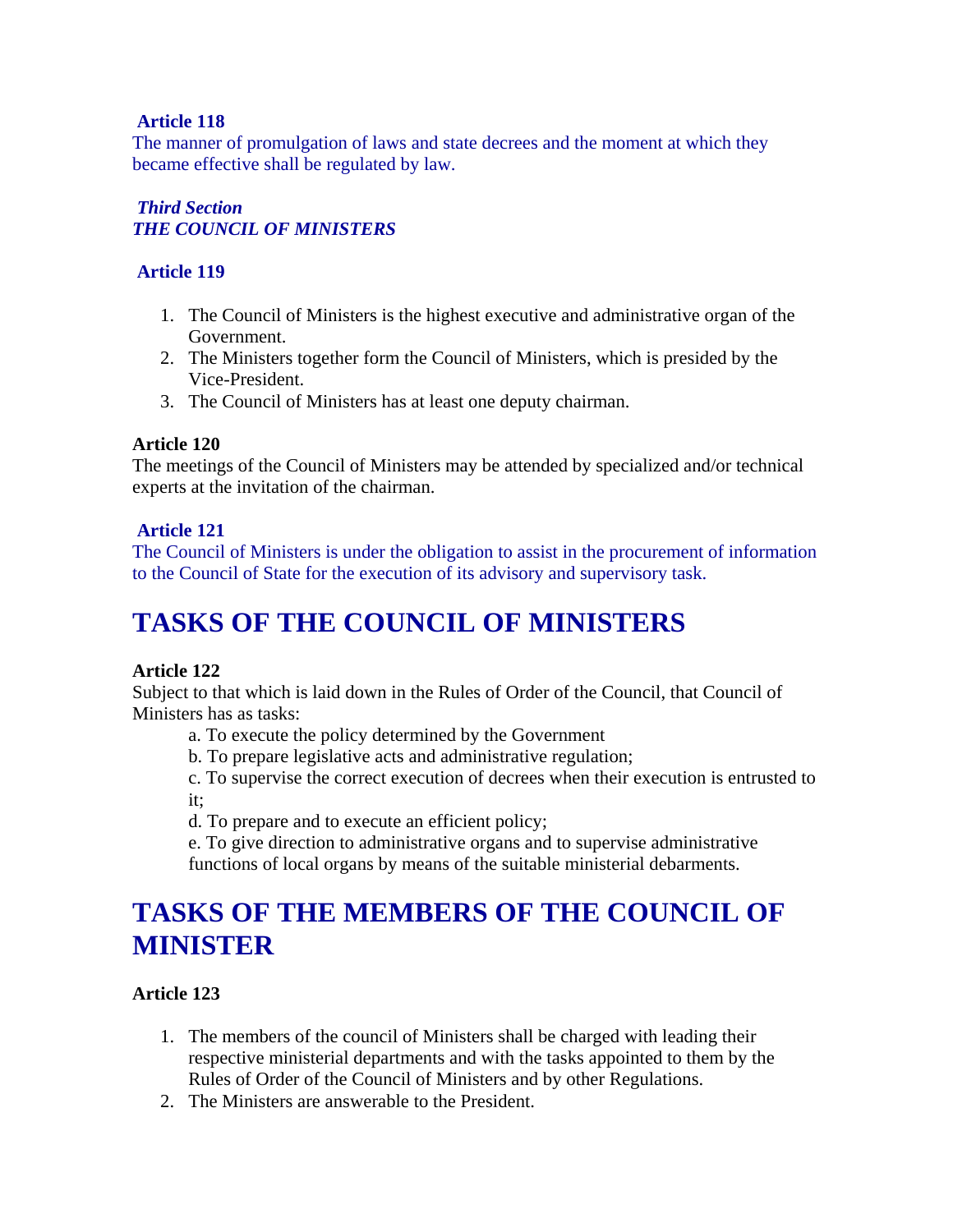**Article 118**

The manner of promulgation of laws and state decrees and the moment at which they became effective shall be regulated by law.

***Third Section***
***THE COUNCIL OF MINISTERS***

**Article 119**

1. The Council of Ministers is the highest executive and administrative organ of the Government.
2. The Ministers together form the Council of Ministers, which is presided by the Vice-President.
3. The Council of Ministers has at least one deputy chairman.

**Article 120**

The meetings of the Council of Ministers may be attended by specialized and/or technical experts at the invitation of the chairman.

**Article 121**

The Council of Ministers is under the obligation to assist in the procurement of information to the Council of State for the execution of its advisory and supervisory task.

# TASKS OF THE COUNCIL OF MINISTERS

**Article 122**

Subject to that which is laid down in the Rules of Order of the Council, that Council of Ministers has as tasks:

a. To execute the policy determined by the Government

b. To prepare legislative acts and administrative regulation;

c. To supervise the correct execution of decrees when their execution is entrusted to it;

d. To prepare and to execute an efficient policy;

e. To give direction to administrative organs and to supervise administrative functions of local organs by means of the suitable ministerial debarments.

# TASKS OF THE MEMBERS OF THE COUNCIL OF MINISTER

**Article 123**

1. The members of the council of Ministers shall be charged with leading their respective ministerial departments and with the tasks appointed to them by the Rules of Order of the Council of Ministers and by other Regulations.
2. The Ministers are answerable to the President.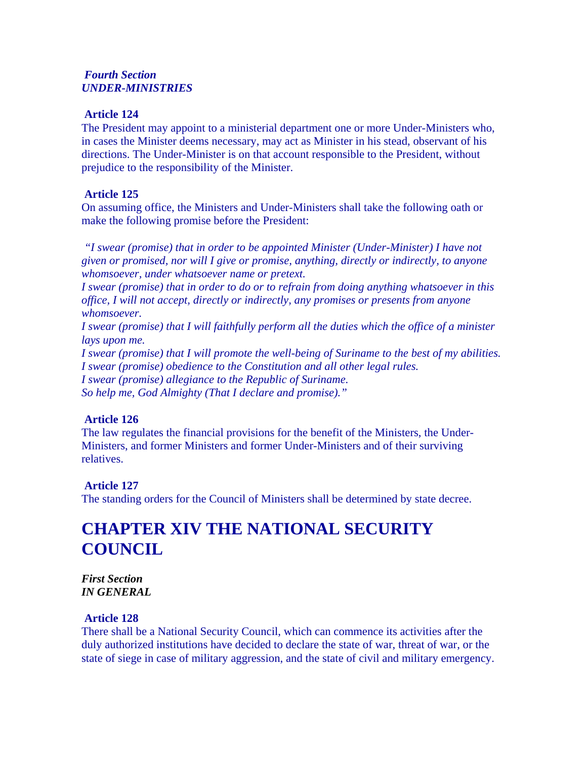*Fourth Section*
***UNDER-MINISTRIES***

**Article 124**
The President may appoint to a ministerial department one or more Under-Ministers who, in cases the Minister deems necessary, may act as Minister in his stead, observant of his directions. The Under-Minister is on that account responsible to the President, without prejudice to the responsibility of the Minister.

**Article 125**
On assuming office, the Ministers and Under-Ministers shall take the following oath or make the following promise before the President:

*"I swear (promise) that in order to be appointed Minister (Under-Minister) I have not given or promised, nor will I give or promise, anything, directly or indirectly, to anyone whomsoever, under whatsoever name or pretext.*
*I swear (promise) that in order to do or to refrain from doing anything whatsoever in this office, I will not accept, directly or indirectly, any promises or presents from anyone whomsoever.*
*I swear (promise) that I will faithfully perform all the duties which the office of a minister lays upon me.*
*I swear (promise) that I will promote the well-being of Suriname to the best of my abilities.*
*I swear (promise) obedience to the Constitution and all other legal rules.*
*I swear (promise) allegiance to the Republic of Suriname.*
*So help me, God Almighty (That I declare and promise)."*

**Article 126**
The law regulates the financial provisions for the benefit of the Ministers, the Under-Ministers, and former Ministers and former Under-Ministers and of their surviving relatives.

**Article 127**
The standing orders for the Council of Ministers shall be determined by state decree.

# CHAPTER XIV THE NATIONAL SECURITY COUNCIL

***First Section***
***IN GENERAL***

**Article 128**
There shall be a National Security Council, which can commence its activities after the duly authorized institutions have decided to declare the state of war, threat of war, or the state of siege in case of military aggression, and the state of civil and military emergency.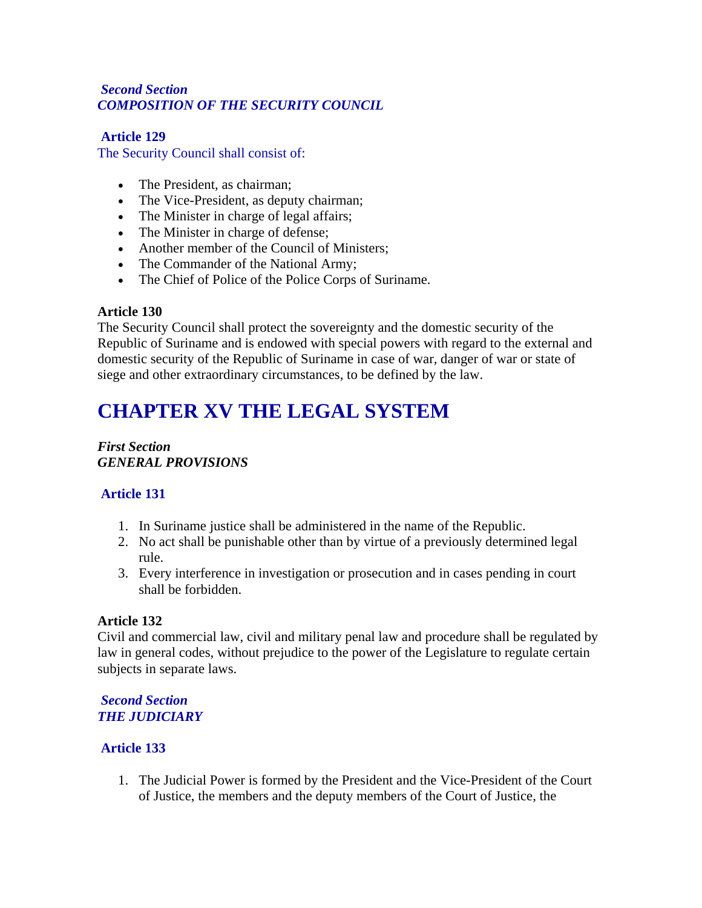### *Second Section*
### *COMPOSITION OF THE SECURITY COUNCIL*

**Article 129**

The Security Council shall consist of:

- The President, as chairman;
- The Vice-President, as deputy chairman;
- The Minister in charge of legal affairs;
- The Minister in charge of defense;
- Another member of the Council of Ministers;
- The Commander of the National Army;
- The Chief of Police of the Police Corps of Suriname.

**Article 130**

The Security Council shall protect the sovereignty and the domestic security of the Republic of Suriname and is endowed with special powers with regard to the external and domestic security of the Republic of Suriname in case of war, danger of war or state of siege and other extraordinary circumstances, to be defined by the law.

# CHAPTER XV THE LEGAL SYSTEM

### *First Section*
### *GENERAL PROVISIONS*

**Article 131**

1. In Suriname justice shall be administered in the name of the Republic.
2. No act shall be punishable other than by virtue of a previously determined legal rule.
3. Every interference in investigation or prosecution and in cases pending in court shall be forbidden.

**Article 132**

Civil and commercial law, civil and military penal law and procedure shall be regulated by law in general codes, without prejudice to the power of the Legislature to regulate certain subjects in separate laws.

### *Second Section*
### *THE JUDICIARY*

**Article 133**

1. The Judicial Power is formed by the President and the Vice-President of the Court of Justice, the members and the deputy members of the Court of Justice, the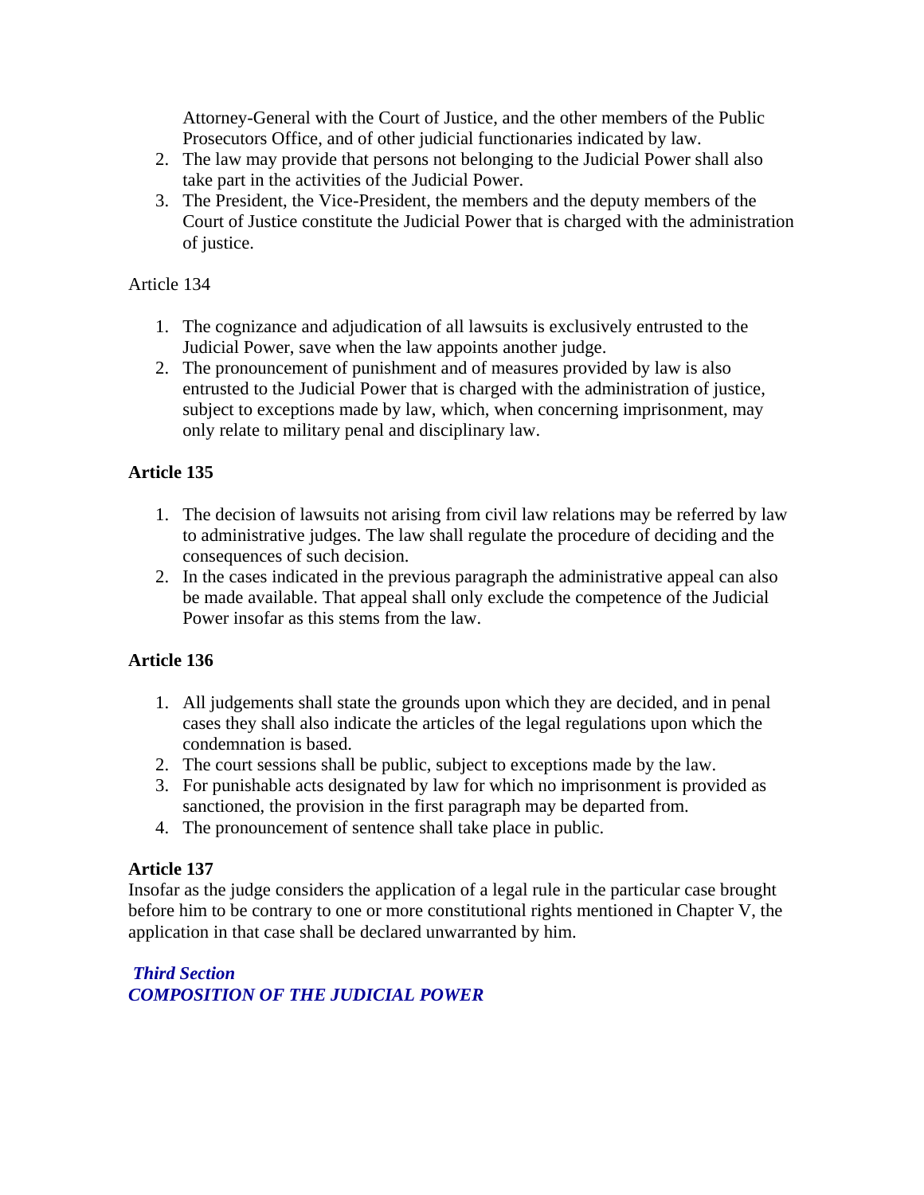Attorney-General with the Court of Justice, and the other members of the Public Prosecutors Office, and of other judicial functionaries indicated by law.

2. The law may provide that persons not belonging to the Judicial Power shall also take part in the activities of the Judicial Power.
3. The President, the Vice-President, the members and the deputy members of the Court of Justice constitute the Judicial Power that is charged with the administration of justice.

Article 134

1. The cognizance and adjudication of all lawsuits is exclusively entrusted to the Judicial Power, save when the law appoints another judge.
2. The pronouncement of punishment and of measures provided by law is also entrusted to the Judicial Power that is charged with the administration of justice, subject to exceptions made by law, which, when concerning imprisonment, may only relate to military penal and disciplinary law.

**Article 135**

1. The decision of lawsuits not arising from civil law relations may be referred by law to administrative judges. The law shall regulate the procedure of deciding and the consequences of such decision.
2. In the cases indicated in the previous paragraph the administrative appeal can also be made available. That appeal shall only exclude the competence of the Judicial Power insofar as this stems from the law.

**Article 136**

1. All judgements shall state the grounds upon which they are decided, and in penal cases they shall also indicate the articles of the legal regulations upon which the condemnation is based.
2. The court sessions shall be public, subject to exceptions made by the law.
3. For punishable acts designated by law for which no imprisonment is provided as sanctioned, the provision in the first paragraph may be departed from.
4. The pronouncement of sentence shall take place in public.

**Article 137**

Insofar as the judge considers the application of a legal rule in the particular case brought before him to be contrary to one or more constitutional rights mentioned in Chapter V, the application in that case shall be declared unwarranted by him.

***Third Section***

***COMPOSITION OF THE JUDICIAL POWER***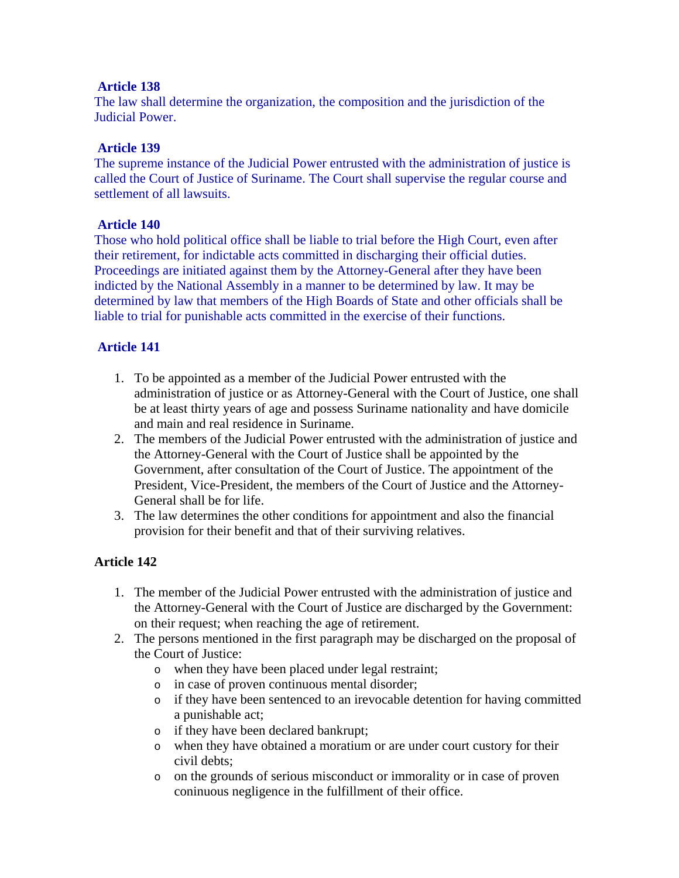**Article 138**

The law shall determine the organization, the composition and the jurisdiction of the Judicial Power.

**Article 139**

The supreme instance of the Judicial Power entrusted with the administration of justice is called the Court of Justice of Suriname. The Court shall supervise the regular course and settlement of all lawsuits.

**Article 140**

Those who hold political office shall be liable to trial before the High Court, even after their retirement, for indictable acts committed in discharging their official duties. Proceedings are initiated against them by the Attorney-General after they have been indicted by the National Assembly in a manner to be determined by law. It may be determined by law that members of the High Boards of State and other officials shall be liable to trial for punishable acts committed in the exercise of their functions.

**Article 141**

1. To be appointed as a member of the Judicial Power entrusted with the administration of justice or as Attorney-General with the Court of Justice, one shall be at least thirty years of age and possess Suriname nationality and have domicile and main and real residence in Suriname.
2. The members of the Judicial Power entrusted with the administration of justice and the Attorney-General with the Court of Justice shall be appointed by the Government, after consultation of the Court of Justice. The appointment of the President, Vice-President, the members of the Court of Justice and the Attorney-General shall be for life.
3. The law determines the other conditions for appointment and also the financial provision for their benefit and that of their surviving relatives.

**Article 142**

1. The member of the Judicial Power entrusted with the administration of justice and the Attorney-General with the Court of Justice are discharged by the Government: on their request; when reaching the age of retirement.
2. The persons mentioned in the first paragraph may be discharged on the proposal of the Court of Justice:
   - when they have been placed under legal restraint;
   - in case of proven continuous mental disorder;
   - if they have been sentenced to an irevocable detention for having committed a punishable act;
   - if they have been declared bankrupt;
   - when they have obtained a moratium or are under court custory for their civil debts;
   - on the grounds of serious misconduct or immorality or in case of proven coninuous negligence in the fulfillment of their office.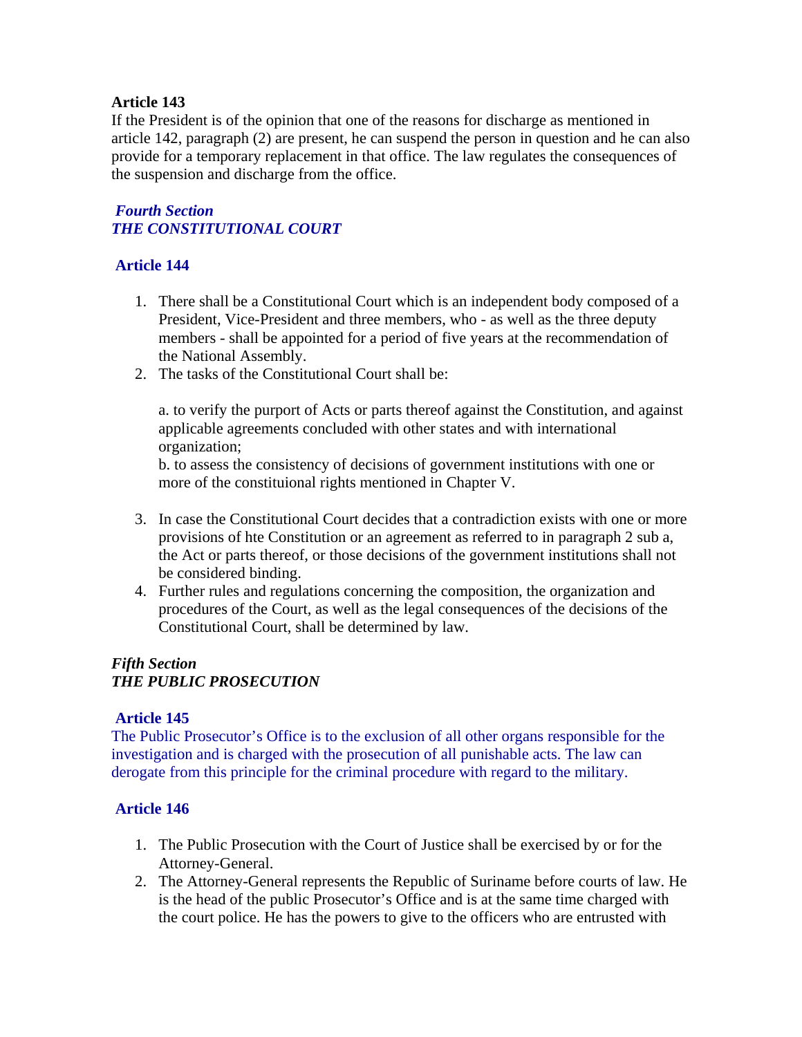**Article 143**

If the President is of the opinion that one of the reasons for discharge as mentioned in article 142, paragraph (2) are present, he can suspend the person in question and he can also provide for a temporary replacement in that office. The law regulates the consequences of the suspension and discharge from the office.

## *Fourth Section*
## *THE CONSTITUTIONAL COURT*

### Article 144

1. There shall be a Constitutional Court which is an independent body composed of a President, Vice-President and three members, who - as well as the three deputy members - shall be appointed for a period of five years at the recommendation of the National Assembly.
2. The tasks of the Constitutional Court shall be:

   a. to verify the purport of Acts or parts thereof against the Constitution, and against applicable agreements concluded with other states and with international organization;
   b. to assess the consistency of decisions of government institutions with one or more of the constituional rights mentioned in Chapter V.

3. In case the Constitutional Court decides that a contradiction exists with one or more provisions of hte Constitution or an agreement as referred to in paragraph 2 sub a, the Act or parts thereof, or those decisions of the government institutions shall not be considered binding.
4. Further rules and regulations concerning the composition, the organization and procedures of the Court, as well as the legal consequences of the decisions of the Constitutional Court, shall be determined by law.

## *Fifth Section*
## *THE PUBLIC PROSECUTION*

### Article 145

The Public Prosecutor's Office is to the exclusion of all other organs responsible for the investigation and is charged with the prosecution of all punishable acts. The law can derogate from this principle for the criminal procedure with regard to the military.

### Article 146

1. The Public Prosecution with the Court of Justice shall be exercised by or for the Attorney-General.
2. The Attorney-General represents the Republic of Suriname before courts of law. He is the head of the public Prosecutor's Office and is at the same time charged with the court police. He has the powers to give to the officers who are entrusted with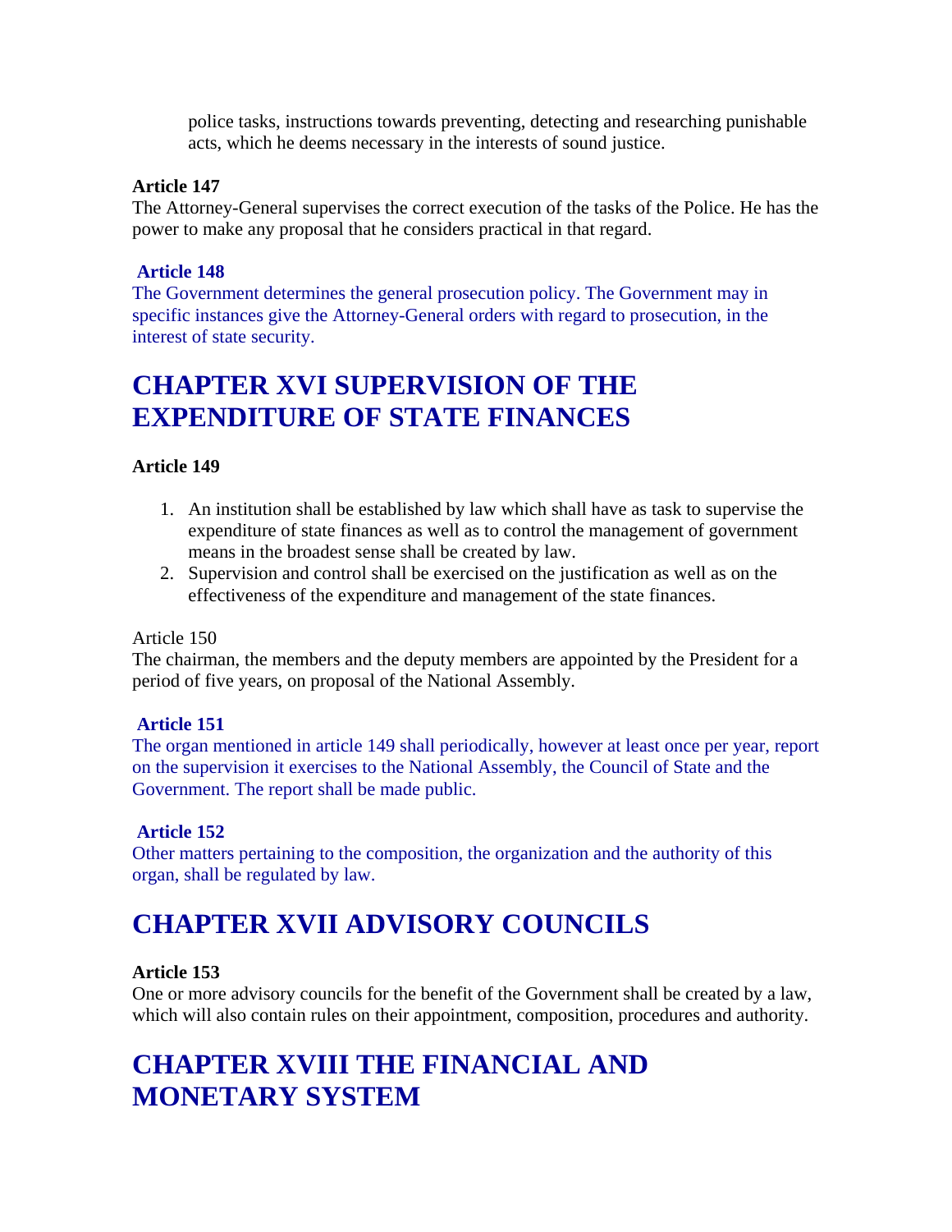police tasks, instructions towards preventing, detecting and researching punishable acts, which he deems necessary in the interests of sound justice.

**Article 147**
The Attorney-General supervises the correct execution of the tasks of the Police. He has the power to make any proposal that he considers practical in that regard.

**Article 148**
The Government determines the general prosecution policy. The Government may in specific instances give the Attorney-General orders with regard to prosecution, in the interest of state security.

# CHAPTER XVI SUPERVISION OF THE EXPENDITURE OF STATE FINANCES

**Article 149**

1. An institution shall be established by law which shall have as task to supervise the expenditure of state finances as well as to control the management of government means in the broadest sense shall be created by law.
2. Supervision and control shall be exercised on the justification as well as on the effectiveness of the expenditure and management of the state finances.

Article 150
The chairman, the members and the deputy members are appointed by the President for a period of five years, on proposal of the National Assembly.

**Article 151**
The organ mentioned in article 149 shall periodically, however at least once per year, report on the supervision it exercises to the National Assembly, the Council of State and the Government. The report shall be made public.

**Article 152**
Other matters pertaining to the composition, the organization and the authority of this organ, shall be regulated by law.

# CHAPTER XVII ADVISORY COUNCILS

**Article 153**
One or more advisory councils for the benefit of the Government shall be created by a law, which will also contain rules on their appointment, composition, procedures and authority.

# CHAPTER XVIII THE FINANCIAL AND MONETARY SYSTEM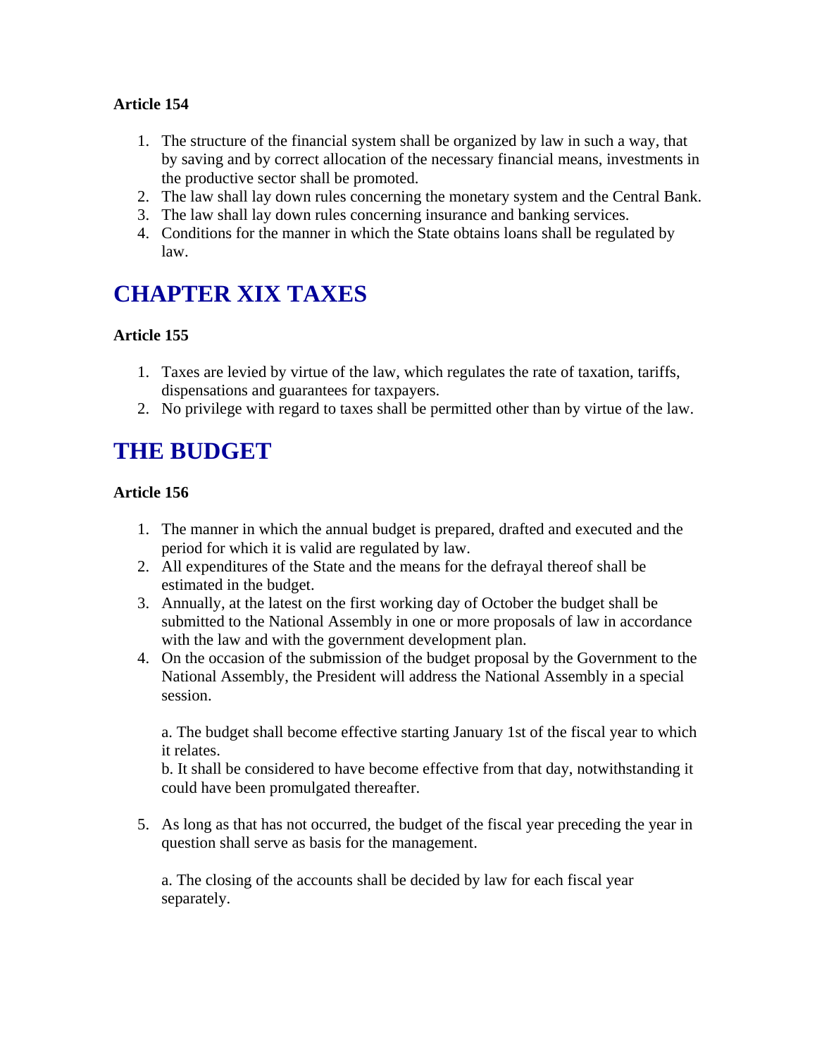**Article 154**

1. The structure of the financial system shall be organized by law in such a way, that by saving and by correct allocation of the necessary financial means, investments in the productive sector shall be promoted.
2. The law shall lay down rules concerning the monetary system and the Central Bank.
3. The law shall lay down rules concerning insurance and banking services.
4. Conditions for the manner in which the State obtains loans shall be regulated by law.

## CHAPTER XIX TAXES

**Article 155**

1. Taxes are levied by virtue of the law, which regulates the rate of taxation, tariffs, dispensations and guarantees for taxpayers.
2. No privilege with regard to taxes shall be permitted other than by virtue of the law.

## THE BUDGET

**Article 156**

1. The manner in which the annual budget is prepared, drafted and executed and the period for which it is valid are regulated by law.
2. All expenditures of the State and the means for the defrayal thereof shall be estimated in the budget.
3. Annually, at the latest on the first working day of October the budget shall be submitted to the National Assembly in one or more proposals of law in accordance with the law and with the government development plan.
4. On the occasion of the submission of the budget proposal by the Government to the National Assembly, the President will address the National Assembly in a special session.

   a. The budget shall become effective starting January 1st of the fiscal year to which it relates.
   b. It shall be considered to have become effective from that day, notwithstanding it could have been promulgated thereafter.

5. As long as that has not occurred, the budget of the fiscal year preceding the year in question shall serve as basis for the management.

   a. The closing of the accounts shall be decided by law for each fiscal year separately.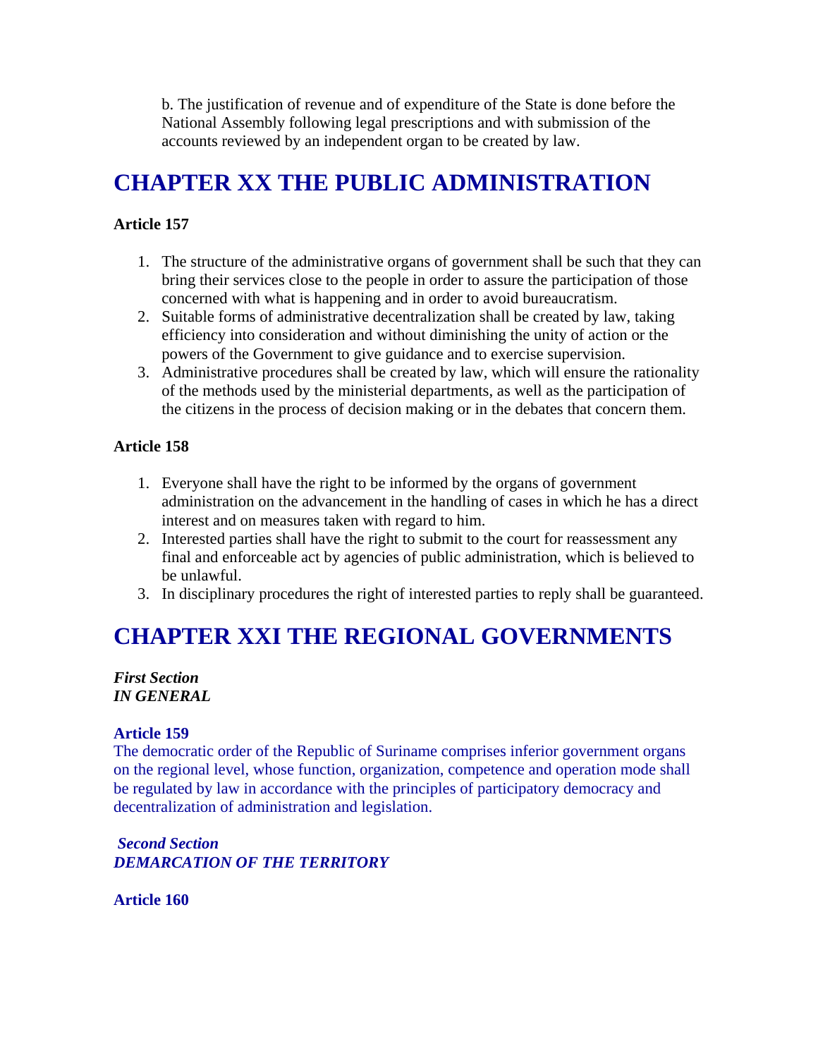b. The justification of revenue and of expenditure of the State is done before the National Assembly following legal prescriptions and with submission of the accounts reviewed by an independent organ to be created by law.

## CHAPTER XX THE PUBLIC ADMINISTRATION

**Article 157**

1. The structure of the administrative organs of government shall be such that they can bring their services close to the people in order to assure the participation of those concerned with what is happening and in order to avoid bureaucratism.
2. Suitable forms of administrative decentralization shall be created by law, taking efficiency into consideration and without diminishing the unity of action or the powers of the Government to give guidance and to exercise supervision.
3. Administrative procedures shall be created by law, which will ensure the rationality of the methods used by the ministerial departments, as well as the participation of the citizens in the process of decision making or in the debates that concern them.

**Article 158**

1. Everyone shall have the right to be informed by the organs of government administration on the advancement in the handling of cases in which he has a direct interest and on measures taken with regard to him.
2. Interested parties shall have the right to submit to the court for reassessment any final and enforceable act by agencies of public administration, which is believed to be unlawful.
3. In disciplinary procedures the right of interested parties to reply shall be guaranteed.

## CHAPTER XXI THE REGIONAL GOVERNMENTS

***First Section***
***IN GENERAL***

**Article 159**

The democratic order of the Republic of Suriname comprises inferior government organs on the regional level, whose function, organization, competence and operation mode shall be regulated by law in accordance with the principles of participatory democracy and decentralization of administration and legislation.

***Second Section***
***DEMARCATION OF THE TERRITORY***

**Article 160**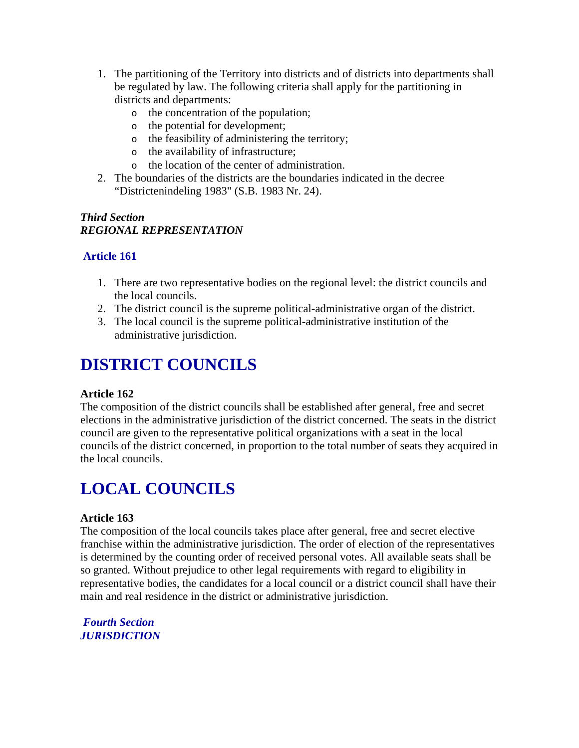1. The partitioning of the Territory into districts and of districts into departments shall be regulated by law. The following criteria shall apply for the partitioning in districts and departments:
   - the concentration of the population;
   - the potential for development;
   - the feasibility of administering the territory;
   - the availability of infrastructure;
   - the location of the center of administration.
2. The boundaries of the districts are the boundaries indicated in the decree "Districtenindeling 1983" (S.B. 1983 Nr. 24).

***Third Section***
***REGIONAL REPRESENTATION***

### Article 161

1. There are two representative bodies on the regional level: the district councils and the local councils.
2. The district council is the supreme political-administrative organ of the district.
3. The local council is the supreme political-administrative institution of the administrative jurisdiction.

# DISTRICT COUNCILS

**Article 162**
The composition of the district councils shall be established after general, free and secret elections in the administrative jurisdiction of the district concerned. The seats in the district council are given to the representative political organizations with a seat in the local councils of the district concerned, in proportion to the total number of seats they acquired in the local councils.

# LOCAL COUNCILS

**Article 163**
The composition of the local councils takes place after general, free and secret elective franchise within the administrative jurisdiction. The order of election of the representatives is determined by the counting order of received personal votes. All available seats shall be so granted. Without prejudice to other legal requirements with regard to eligibility in representative bodies, the candidates for a local council or a district council shall have their main and real residence in the district or administrative jurisdiction.

***Fourth Section***
***JURISDICTION***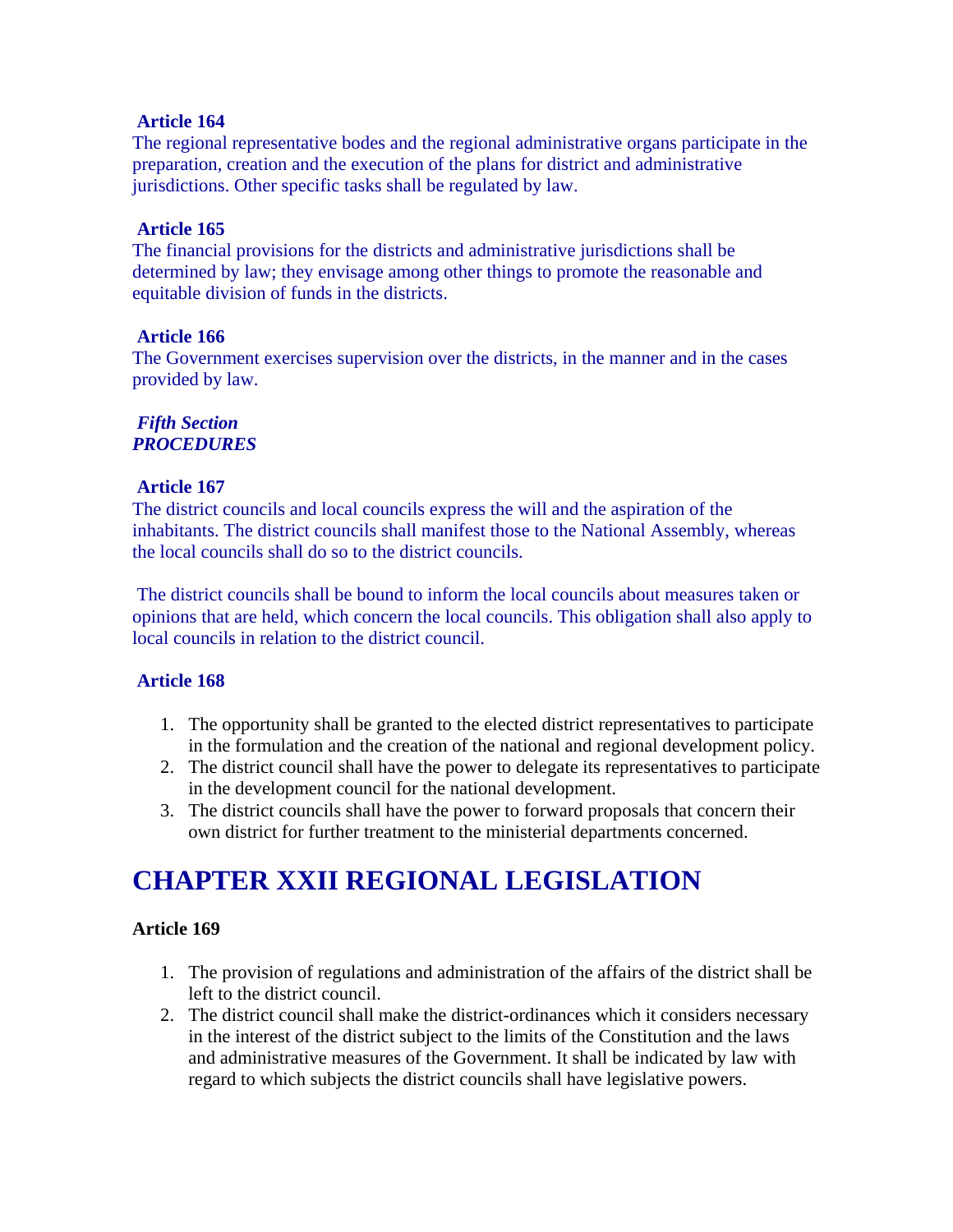**Article 164**

The regional representative bodes and the regional administrative organs participate in the preparation, creation and the execution of the plans for district and administrative jurisdictions. Other specific tasks shall be regulated by law.

**Article 165**

The financial provisions for the districts and administrative jurisdictions shall be determined by law; they envisage among other things to promote the reasonable and equitable division of funds in the districts.

**Article 166**

The Government exercises supervision over the districts, in the manner and in the cases provided by law.

***Fifth Section***
***PROCEDURES***

**Article 167**

The district councils and local councils express the will and the aspiration of the inhabitants. The district councils shall manifest those to the National Assembly, whereas the local councils shall do so to the district councils.

The district councils shall be bound to inform the local councils about measures taken or opinions that are held, which concern the local councils. This obligation shall also apply to local councils in relation to the district council.

**Article 168**

1. The opportunity shall be granted to the elected district representatives to participate in the formulation and the creation of the national and regional development policy.
2. The district council shall have the power to delegate its representatives to participate in the development council for the national development.
3. The district councils shall have the power to forward proposals that concern their own district for further treatment to the ministerial departments concerned.

# CHAPTER XXII REGIONAL LEGISLATION

**Article 169**

1. The provision of regulations and administration of the affairs of the district shall be left to the district council.
2. The district council shall make the district-ordinances which it considers necessary in the interest of the district subject to the limits of the Constitution and the laws and administrative measures of the Government. It shall be indicated by law with regard to which subjects the district councils shall have legislative powers.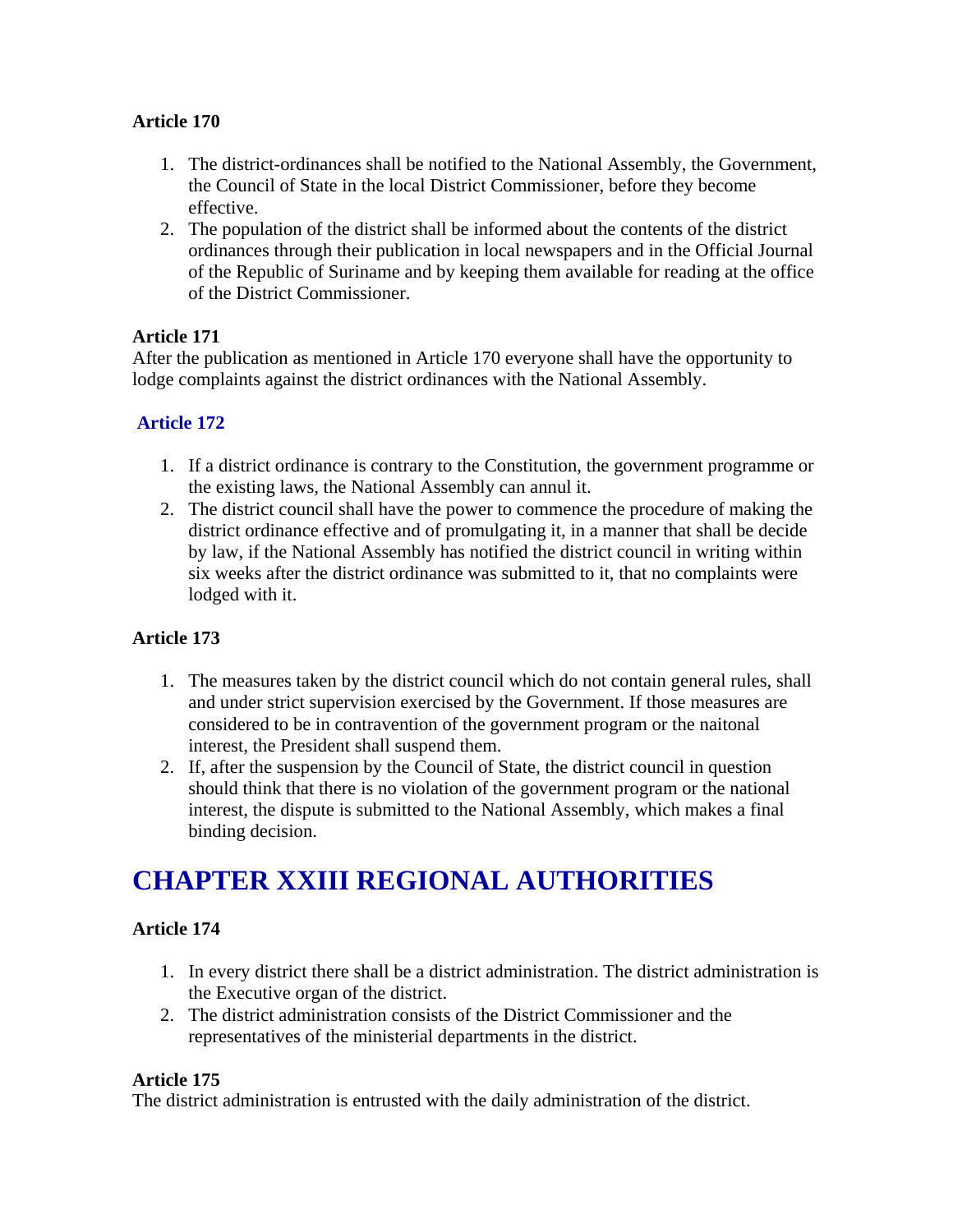**Article 170**

1. The district-ordinances shall be notified to the National Assembly, the Government, the Council of State in the local District Commissioner, before they become effective.
2. The population of the district shall be informed about the contents of the district ordinances through their publication in local newspapers and in the Official Journal of the Republic of Suriname and by keeping them available for reading at the office of the District Commissioner.

**Article 171**

After the publication as mentioned in Article 170 everyone shall have the opportunity to lodge complaints against the district ordinances with the National Assembly.

**Article 172**

1. If a district ordinance is contrary to the Constitution, the government programme or the existing laws, the National Assembly can annul it.
2. The district council shall have the power to commence the procedure of making the district ordinance effective and of promulgating it, in a manner that shall be decide by law, if the National Assembly has notified the district council in writing within six weeks after the district ordinance was submitted to it, that no complaints were lodged with it.

**Article 173**

1. The measures taken by the district council which do not contain general rules, shall and under strict supervision exercised by the Government. If those measures are considered to be in contravention of the government program or the naitonal interest, the President shall suspend them.
2. If, after the suspension by the Council of State, the district council in question should think that there is no violation of the government program or the national interest, the dispute is submitted to the National Assembly, which makes a final binding decision.

# CHAPTER XXIII REGIONAL AUTHORITIES

**Article 174**

1. In every district there shall be a district administration. The district administration is the Executive organ of the district.
2. The district administration consists of the District Commissioner and the representatives of the ministerial departments in the district.

**Article 175**

The district administration is entrusted with the daily administration of the district.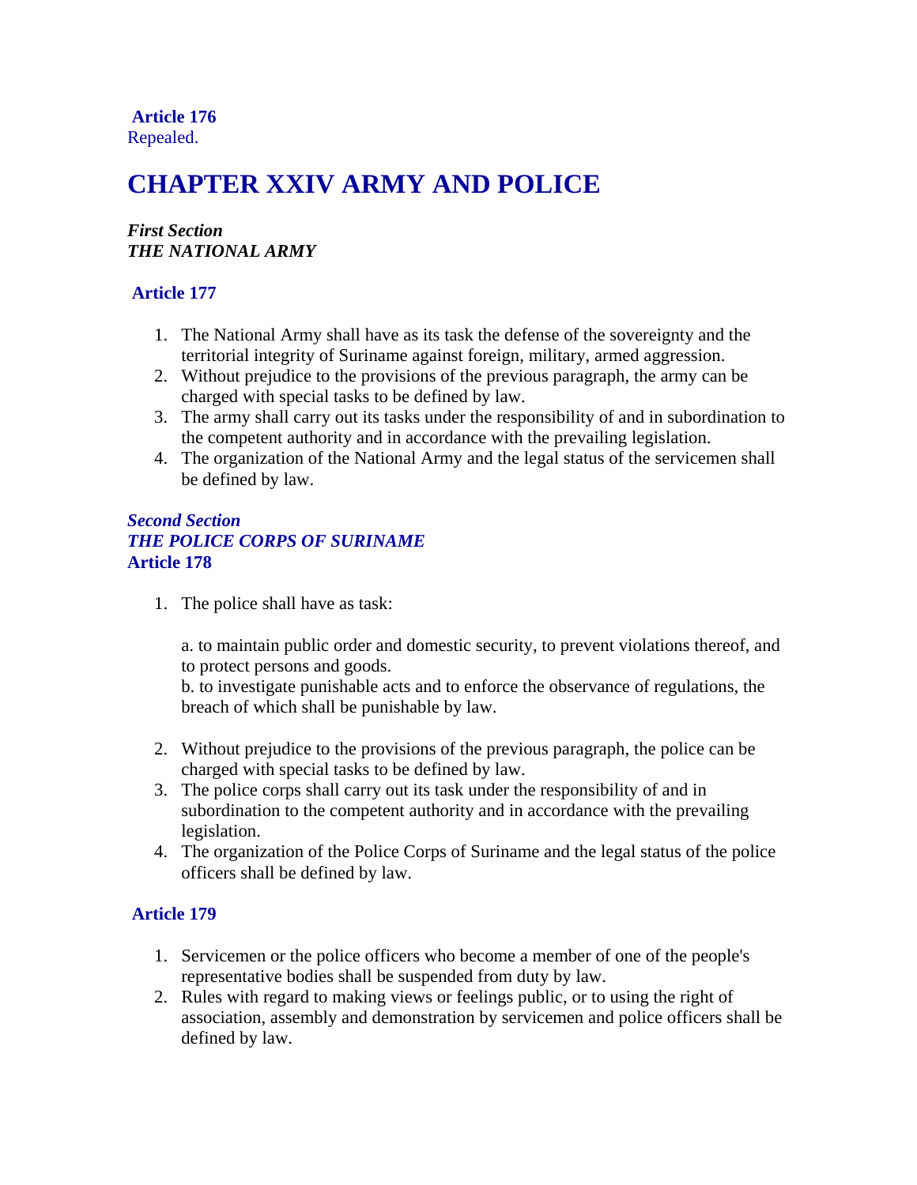**Article 176**
Repealed.

# CHAPTER XXIV ARMY AND POLICE

***First Section***
***THE NATIONAL ARMY***

**Article 177**

1. The National Army shall have as its task the defense of the sovereignty and the territorial integrity of Suriname against foreign, military, armed aggression.
2. Without prejudice to the provisions of the previous paragraph, the army can be charged with special tasks to be defined by law.
3. The army shall carry out its tasks under the responsibility of and in subordination to the competent authority and in accordance with the prevailing legislation.
4. The organization of the National Army and the legal status of the servicemen shall be defined by law.

***Second Section***
***THE POLICE CORPS OF SURINAME***
**Article 178**

1. The police shall have as task:

   a. to maintain public order and domestic security, to prevent violations thereof, and to protect persons and goods.
   b. to investigate punishable acts and to enforce the observance of regulations, the breach of which shall be punishable by law.

2. Without prejudice to the provisions of the previous paragraph, the police can be charged with special tasks to be defined by law.
3. The police corps shall carry out its task under the responsibility of and in subordination to the competent authority and in accordance with the prevailing legislation.
4. The organization of the Police Corps of Suriname and the legal status of the police officers shall be defined by law.

**Article 179**

1. Servicemen or the police officers who become a member of one of the people's representative bodies shall be suspended from duty by law.
2. Rules with regard to making views or feelings public, or to using the right of association, assembly and demonstration by servicemen and police officers shall be defined by law.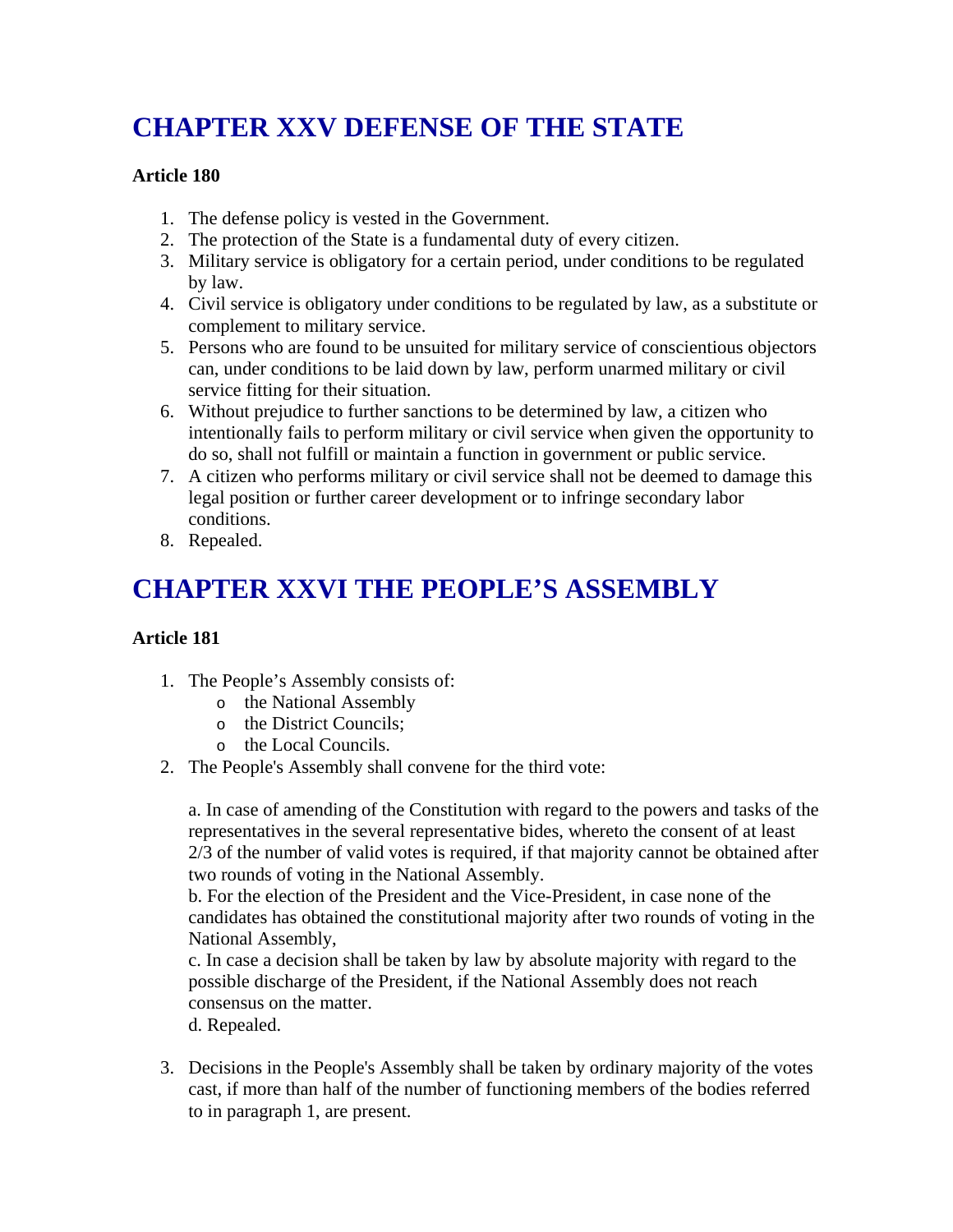# CHAPTER XXV DEFENSE OF THE STATE

**Article 180**

1. The defense policy is vested in the Government.
2. The protection of the State is a fundamental duty of every citizen.
3. Military service is obligatory for a certain period, under conditions to be regulated by law.
4. Civil service is obligatory under conditions to be regulated by law, as a substitute or complement to military service.
5. Persons who are found to be unsuited for military service of conscientious objectors can, under conditions to be laid down by law, perform unarmed military or civil service fitting for their situation.
6. Without prejudice to further sanctions to be determined by law, a citizen who intentionally fails to perform military or civil service when given the opportunity to do so, shall not fulfill or maintain a function in government or public service.
7. A citizen who performs military or civil service shall not be deemed to damage this legal position or further career development or to infringe secondary labor conditions.
8. Repealed.

# CHAPTER XXVI THE PEOPLE'S ASSEMBLY

**Article 181**

1. The People's Assembly consists of:
   - the National Assembly
   - the District Councils;
   - the Local Councils.
2. The People's Assembly shall convene for the third vote:

   a. In case of amending of the Constitution with regard to the powers and tasks of the representatives in the several representative bides, whereto the consent of at least 2/3 of the number of valid votes is required, if that majority cannot be obtained after two rounds of voting in the National Assembly.
   b. For the election of the President and the Vice-President, in case none of the candidates has obtained the constitutional majority after two rounds of voting in the National Assembly,
   c. In case a decision shall be taken by law by absolute majority with regard to the possible discharge of the President, if the National Assembly does not reach consensus on the matter.
   d. Repealed.

3. Decisions in the People's Assembly shall be taken by ordinary majority of the votes cast, if more than half of the number of functioning members of the bodies referred to in paragraph 1, are present.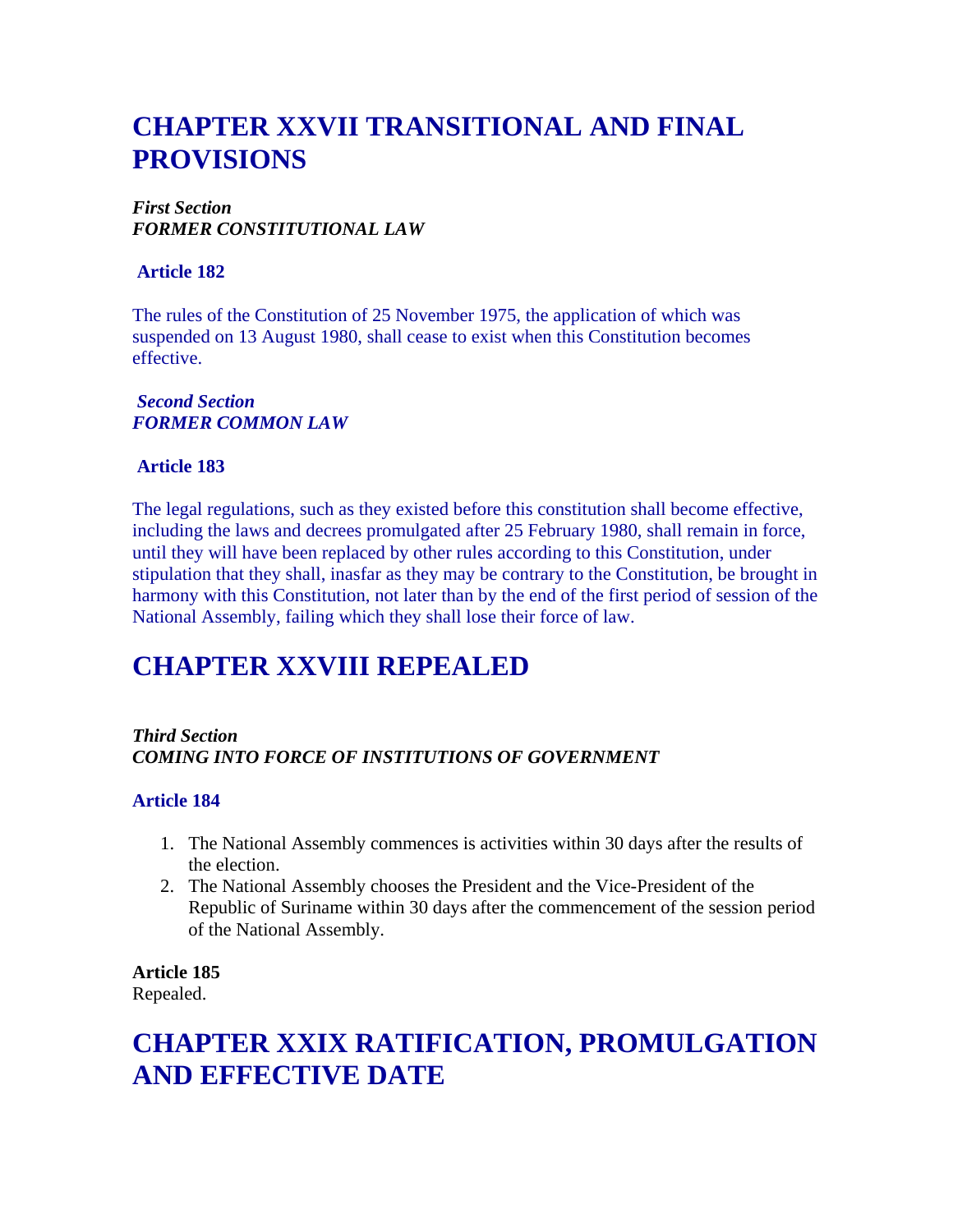# CHAPTER XXVII TRANSITIONAL AND FINAL PROVISIONS

***First Section***
***FORMER CONSTITUTIONAL LAW***

**Article 182**

The rules of the Constitution of 25 November 1975, the application of which was suspended on 13 August 1980, shall cease to exist when this Constitution becomes effective.

***Second Section***
***FORMER COMMON LAW***

**Article 183**

The legal regulations, such as they existed before this constitution shall become effective, including the laws and decrees promulgated after 25 February 1980, shall remain in force, until they will have been replaced by other rules according to this Constitution, under stipulation that they shall, inasfar as they may be contrary to the Constitution, be brought in harmony with this Constitution, not later than by the end of the first period of session of the National Assembly, failing which they shall lose their force of law.

# CHAPTER XXVIII REPEALED

***Third Section***
***COMING INTO FORCE OF INSTITUTIONS OF GOVERNMENT***

**Article 184**

1. The National Assembly commences is activities within 30 days after the results of the election.
2. The National Assembly chooses the President and the Vice-President of the Republic of Suriname within 30 days after the commencement of the session period of the National Assembly.

**Article 185**
Repealed.

# CHAPTER XXIX RATIFICATION, PROMULGATION AND EFFECTIVE DATE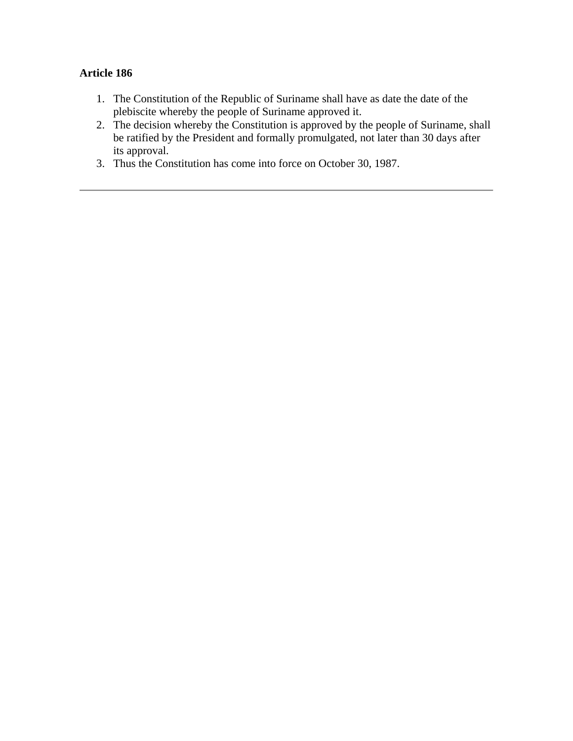**Article 186**

1. The Constitution of the Republic of Suriname shall have as date the date of the plebiscite whereby the people of Suriname approved it.
2. The decision whereby the Constitution is approved by the people of Suriname, shall be ratified by the President and formally promulgated, not later than 30 days after its approval.
3. Thus the Constitution has come into force on October 30, 1987.

---